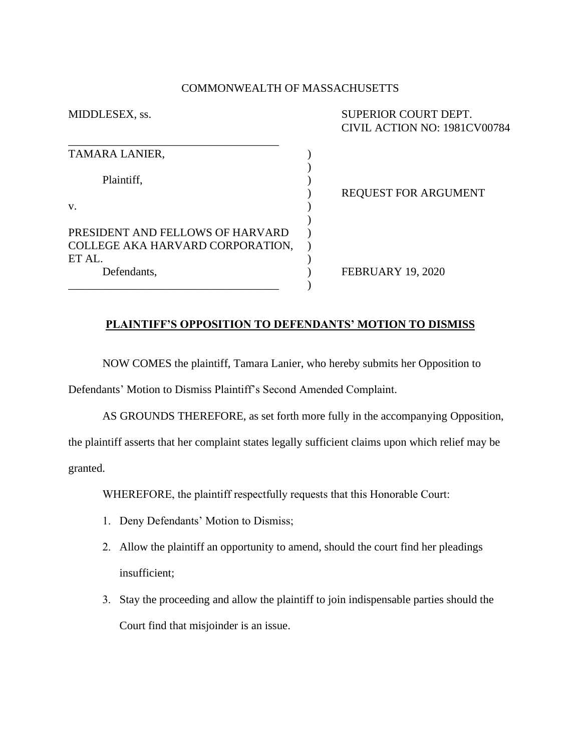COMMONWEALTH OF MASSACHUSETTS

MIDDLESEX, ss.

SUPERIOR COURT DEPT.
CIVIL ACTION NO: 1981CV00784

TAMARA LANIER,

Plaintiff,

v.

PRESIDENT AND FELLOWS OF HARVARD COLLEGE AKA HARVARD CORPORATION, ET AL.

Defendants,

REQUEST FOR ARGUMENT

FEBRUARY 19, 2020

**PLAINTIFF'S OPPOSITION TO DEFENDANTS' MOTION TO DISMISS**

NOW COMES the plaintiff, Tamara Lanier, who hereby submits her Opposition to Defendants' Motion to Dismiss Plaintiff's Second Amended Complaint.

AS GROUNDS THEREFORE, as set forth more fully in the accompanying Opposition, the plaintiff asserts that her complaint states legally sufficient claims upon which relief may be granted.

WHEREFORE, the plaintiff respectfully requests that this Honorable Court:

1. Deny Defendants' Motion to Dismiss;
2. Allow the plaintiff an opportunity to amend, should the court find her pleadings insufficient;
3. Stay the proceeding and allow the plaintiff to join indispensable parties should the Court find that misjoinder is an issue.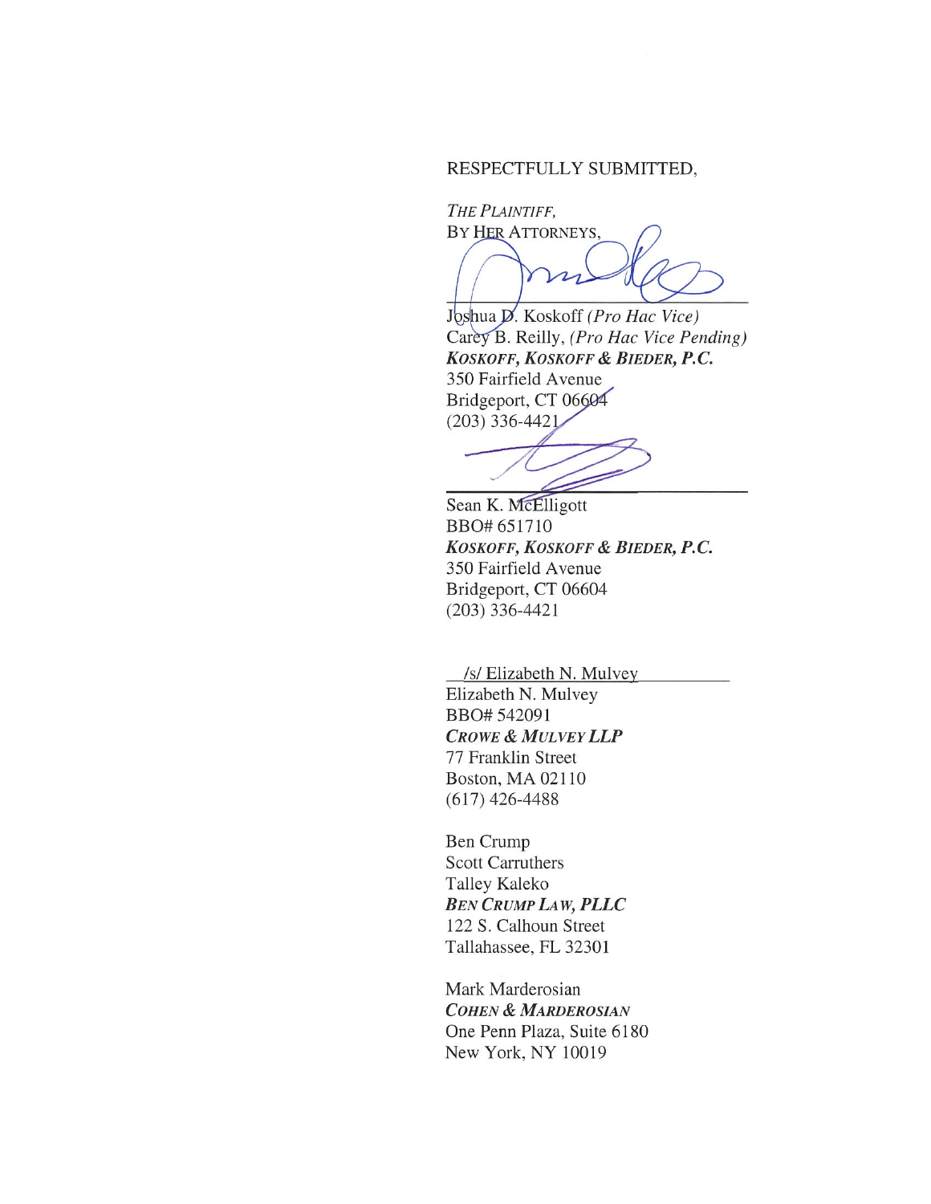RESPECTFULLY SUBMITTED,

*THE PLAINTIFF,*
BY HER ATTORNEYS,

Joshua D. Koskoff *(Pro Hac Vice)*
Carey B. Reilly, *(Pro Hac Vice Pending)*
***KOSKOFF, KOSKOFF & BIEDER, P.C.***
350 Fairfield Avenue
Bridgeport, CT 06604
(203) 336-4421

Sean K. McElligott
BBO# 651710
***KOSKOFF, KOSKOFF & BIEDER, P.C.***
350 Fairfield Avenue
Bridgeport, CT 06604
(203) 336-4421

/s/ Elizabeth N. Mulvey
Elizabeth N. Mulvey
BBO# 542091
***CROWE & MULVEY LLP***
77 Franklin Street
Boston, MA 02110
(617) 426-4488

Ben Crump
Scott Carruthers
Talley Kaleko
***BEN CRUMP LAW, PLLC***
122 S. Calhoun Street
Tallahassee, FL 32301

Mark Marderosian
***COHEN & MARDEROSIAN***
One Penn Plaza, Suite 6180
New York, NY 10019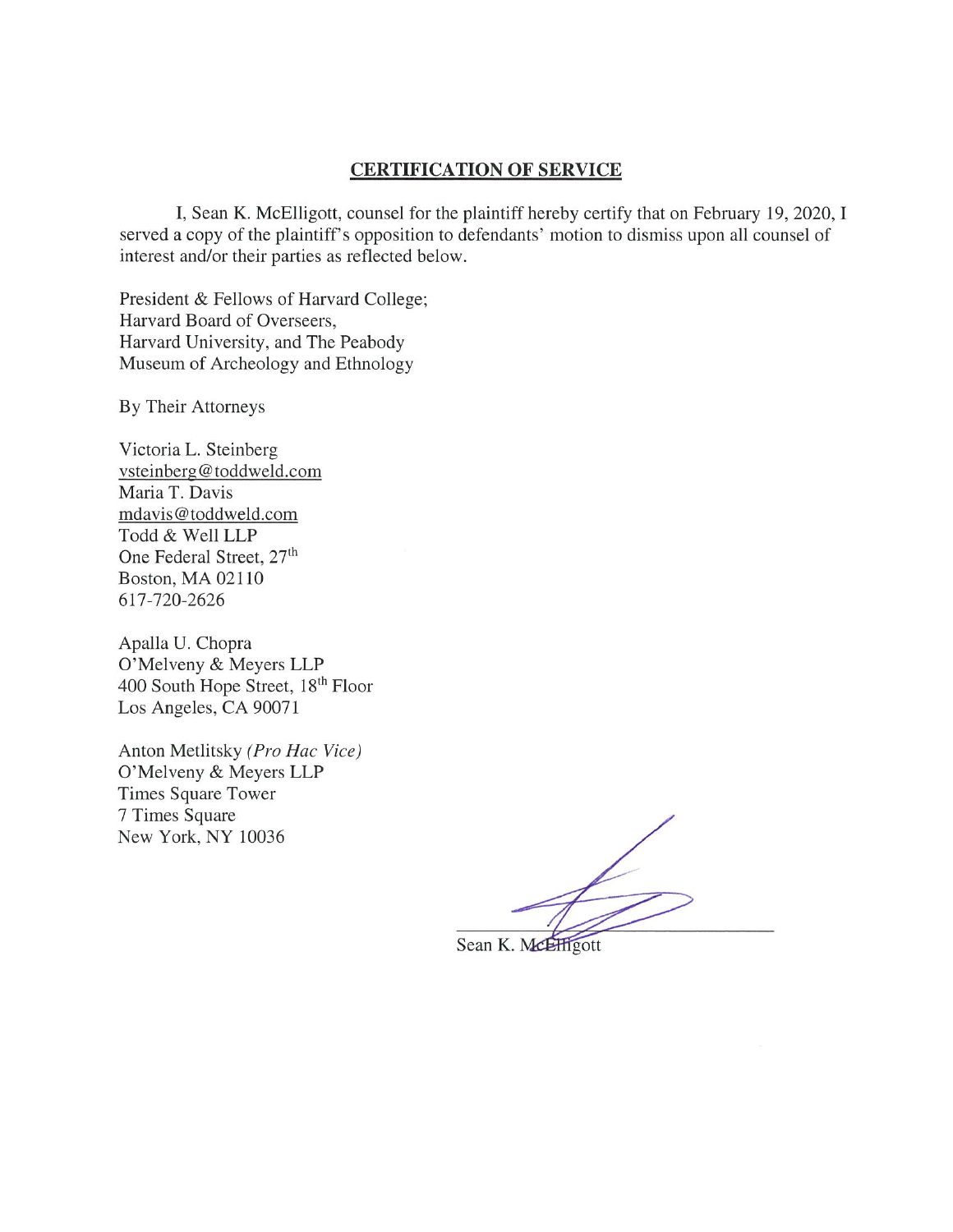## CERTIFICATION OF SERVICE

I, Sean K. McElligott, counsel for the plaintiff hereby certify that on February 19, 2020, I served a copy of the plaintiff's opposition to defendants' motion to dismiss upon all counsel of interest and/or their parties as reflected below.

President & Fellows of Harvard College;
Harvard Board of Overseers,
Harvard University, and The Peabody
Museum of Archeology and Ethnology

By Their Attorneys

Victoria L. Steinberg
vsteinberg@toddweld.com
Maria T. Davis
mdavis@toddweld.com
Todd & Well LLP
One Federal Street, 27th
Boston, MA 02110
617-720-2626

Apalla U. Chopra
O'Melveny & Meyers LLP
400 South Hope Street, 18th Floor
Los Angeles, CA 90071

Anton Metlitsky *(Pro Hac Vice)*
O'Melveny & Meyers LLP
Times Square Tower
7 Times Square
New York, NY 10036

Sean K. McElligott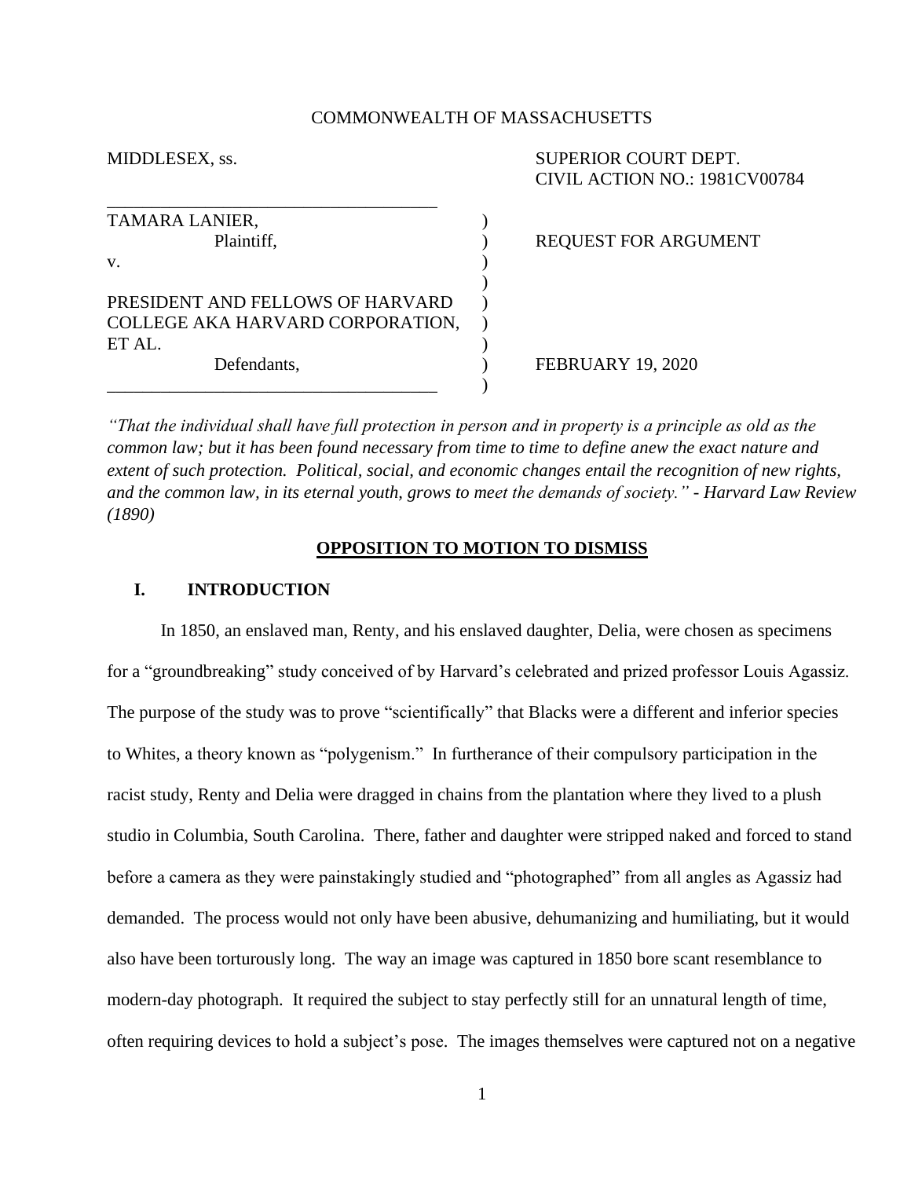COMMONWEALTH OF MASSACHUSETTS

MIDDLESEX, ss.

SUPERIOR COURT DEPT.
CIVIL ACTION NO.: 1981CV00784

TAMARA LANIER,
Plaintiff,

v.

PRESIDENT AND FELLOWS OF HARVARD COLLEGE AKA HARVARD CORPORATION, ET AL.
Defendants,

REQUEST FOR ARGUMENT

FEBRUARY 19, 2020

*"That the individual shall have full protection in person and in property is a principle as old as the common law; but it has been found necessary from time to time to define anew the exact nature and extent of such protection. Political, social, and economic changes entail the recognition of new rights, and the common law, in its eternal youth, grows to meet the demands of society." - Harvard Law Review (1890)*

## OPPOSITION TO MOTION TO DISMISS

### I. INTRODUCTION

In 1850, an enslaved man, Renty, and his enslaved daughter, Delia, were chosen as specimens for a "groundbreaking" study conceived of by Harvard's celebrated and prized professor Louis Agassiz. The purpose of the study was to prove "scientifically" that Blacks were a different and inferior species to Whites, a theory known as "polygenism." In furtherance of their compulsory participation in the racist study, Renty and Delia were dragged in chains from the plantation where they lived to a plush studio in Columbia, South Carolina. There, father and daughter were stripped naked and forced to stand before a camera as they were painstakingly studied and "photographed" from all angles as Agassiz had demanded. The process would not only have been abusive, dehumanizing and humiliating, but it would also have been torturously long. The way an image was captured in 1850 bore scant resemblance to modern-day photograph. It required the subject to stay perfectly still for an unnatural length of time, often requiring devices to hold a subject's pose. The images themselves were captured not on a negative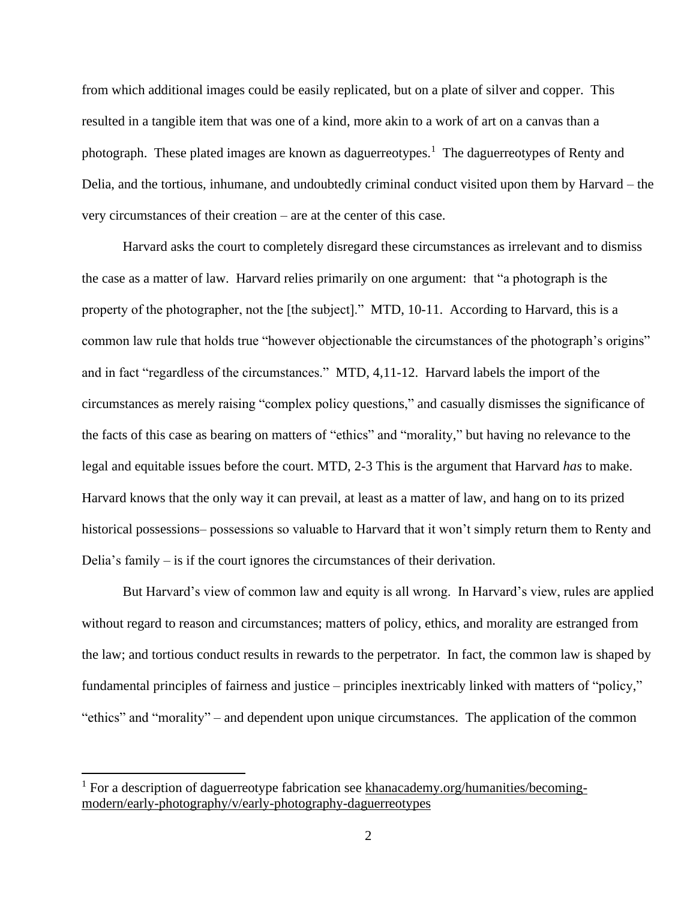from which additional images could be easily replicated, but on a plate of silver and copper. This resulted in a tangible item that was one of a kind, more akin to a work of art on a canvas than a photograph. These plated images are known as daguerreotypes.[1] The daguerreotypes of Renty and Delia, and the tortious, inhumane, and undoubtedly criminal conduct visited upon them by Harvard – the very circumstances of their creation – are at the center of this case.

Harvard asks the court to completely disregard these circumstances as irrelevant and to dismiss the case as a matter of law. Harvard relies primarily on one argument: that "a photograph is the property of the photographer, not the [the subject]." MTD, 10-11. According to Harvard, this is a common law rule that holds true "however objectionable the circumstances of the photograph's origins" and in fact "regardless of the circumstances." MTD, 4,11-12. Harvard labels the import of the circumstances as merely raising "complex policy questions," and casually dismisses the significance of the facts of this case as bearing on matters of "ethics" and "morality," but having no relevance to the legal and equitable issues before the court. MTD, 2-3 This is the argument that Harvard *has* to make. Harvard knows that the only way it can prevail, at least as a matter of law, and hang on to its prized historical possessions– possessions so valuable to Harvard that it won't simply return them to Renty and Delia's family – is if the court ignores the circumstances of their derivation.

But Harvard's view of common law and equity is all wrong. In Harvard's view, rules are applied without regard to reason and circumstances; matters of policy, ethics, and morality are estranged from the law; and tortious conduct results in rewards to the perpetrator. In fact, the common law is shaped by fundamental principles of fairness and justice – principles inextricably linked with matters of "policy," "ethics" and "morality" – and dependent upon unique circumstances. The application of the common

[1] For a description of daguerreotype fabrication see khanacademy.org/humanities/becoming-modern/early-photography/v/early-photography-daguerreotypes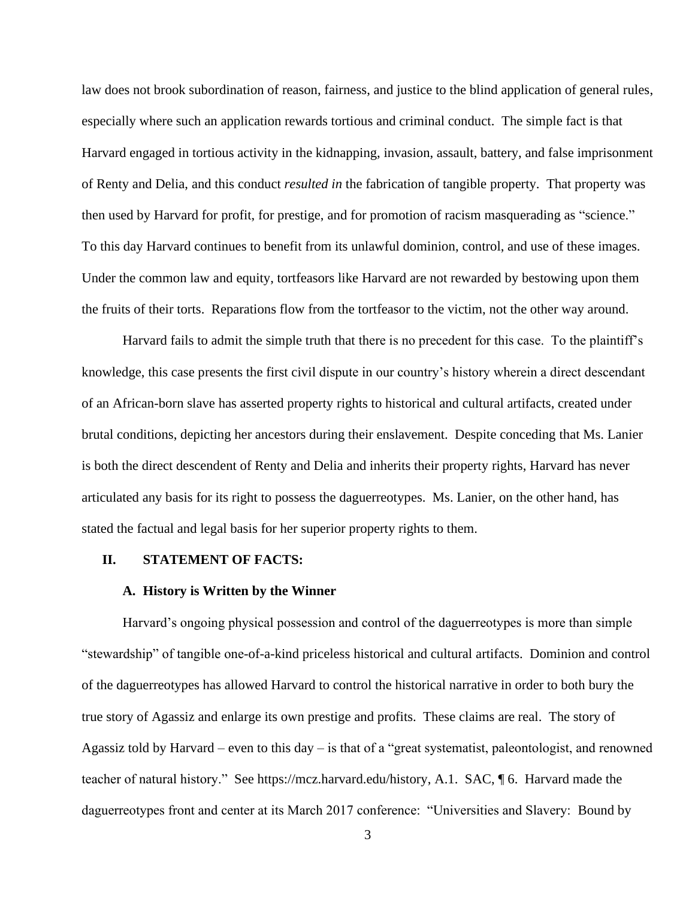law does not brook subordination of reason, fairness, and justice to the blind application of general rules, especially where such an application rewards tortious and criminal conduct. The simple fact is that Harvard engaged in tortious activity in the kidnapping, invasion, assault, battery, and false imprisonment of Renty and Delia, and this conduct *resulted in* the fabrication of tangible property. That property was then used by Harvard for profit, for prestige, and for promotion of racism masquerading as "science." To this day Harvard continues to benefit from its unlawful dominion, control, and use of these images. Under the common law and equity, tortfeasors like Harvard are not rewarded by bestowing upon them the fruits of their torts. Reparations flow from the tortfeasor to the victim, not the other way around.

Harvard fails to admit the simple truth that there is no precedent for this case. To the plaintiff's knowledge, this case presents the first civil dispute in our country's history wherein a direct descendant of an African-born slave has asserted property rights to historical and cultural artifacts, created under brutal conditions, depicting her ancestors during their enslavement. Despite conceding that Ms. Lanier is both the direct descendent of Renty and Delia and inherits their property rights, Harvard has never articulated any basis for its right to possess the daguerreotypes. Ms. Lanier, on the other hand, has stated the factual and legal basis for her superior property rights to them.

## II. STATEMENT OF FACTS:

### A. History is Written by the Winner

Harvard's ongoing physical possession and control of the daguerreotypes is more than simple "stewardship" of tangible one-of-a-kind priceless historical and cultural artifacts. Dominion and control of the daguerreotypes has allowed Harvard to control the historical narrative in order to both bury the true story of Agassiz and enlarge its own prestige and profits. These claims are real. The story of Agassiz told by Harvard – even to this day – is that of a "great systematist, paleontologist, and renowned teacher of natural history." See https://mcz.harvard.edu/history, A.1. SAC, ¶ 6. Harvard made the daguerreotypes front and center at its March 2017 conference: "Universities and Slavery: Bound by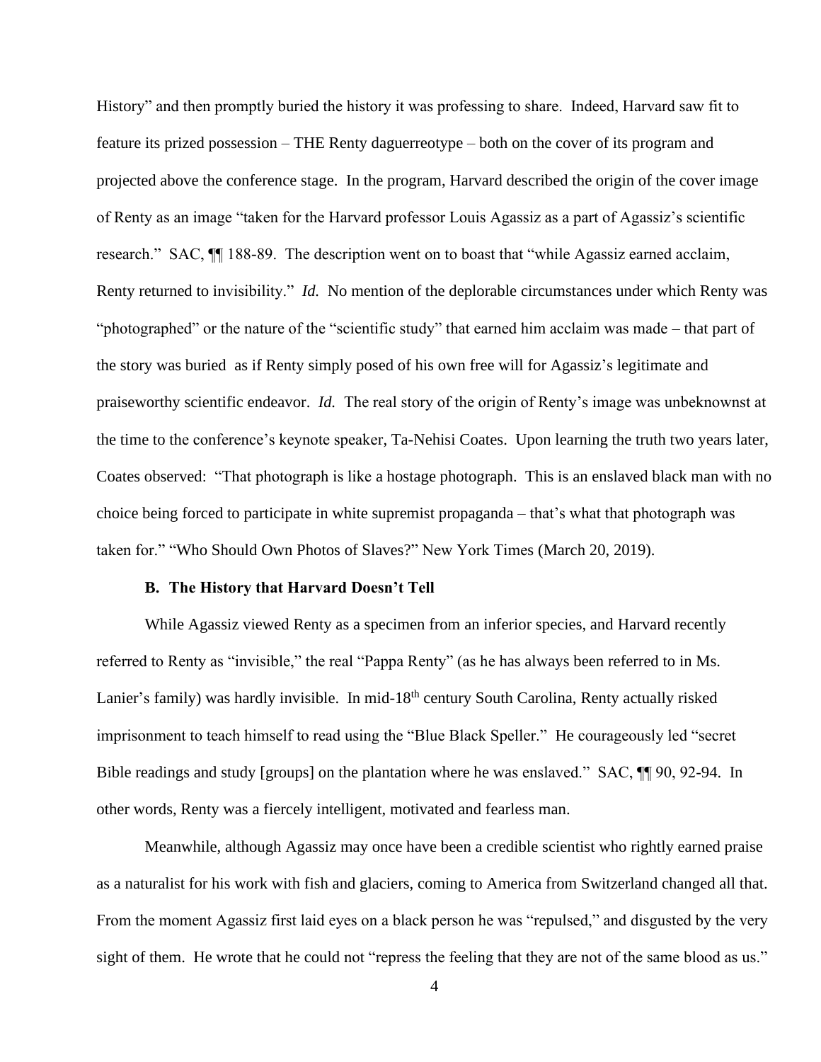History" and then promptly buried the history it was professing to share. Indeed, Harvard saw fit to feature its prized possession – THE Renty daguerreotype – both on the cover of its program and projected above the conference stage. In the program, Harvard described the origin of the cover image of Renty as an image "taken for the Harvard professor Louis Agassiz as a part of Agassiz's scientific research." SAC, ¶¶ 188-89. The description went on to boast that "while Agassiz earned acclaim, Renty returned to invisibility." *Id.* No mention of the deplorable circumstances under which Renty was "photographed" or the nature of the "scientific study" that earned him acclaim was made – that part of the story was buried as if Renty simply posed of his own free will for Agassiz's legitimate and praiseworthy scientific endeavor. *Id.* The real story of the origin of Renty's image was unbeknownst at the time to the conference's keynote speaker, Ta-Nehisi Coates. Upon learning the truth two years later, Coates observed: "That photograph is like a hostage photograph. This is an enslaved black man with no choice being forced to participate in white supremist propaganda – that's what that photograph was taken for." "Who Should Own Photos of Slaves?" New York Times (March 20, 2019).

**B. The History that Harvard Doesn't Tell**

While Agassiz viewed Renty as a specimen from an inferior species, and Harvard recently referred to Renty as "invisible," the real "Pappa Renty" (as he has always been referred to in Ms. Lanier's family) was hardly invisible. In mid-18th century South Carolina, Renty actually risked imprisonment to teach himself to read using the "Blue Black Speller." He courageously led "secret Bible readings and study [groups] on the plantation where he was enslaved." SAC, ¶¶ 90, 92-94. In other words, Renty was a fiercely intelligent, motivated and fearless man.

Meanwhile, although Agassiz may once have been a credible scientist who rightly earned praise as a naturalist for his work with fish and glaciers, coming to America from Switzerland changed all that. From the moment Agassiz first laid eyes on a black person he was "repulsed," and disgusted by the very sight of them. He wrote that he could not "repress the feeling that they are not of the same blood as us."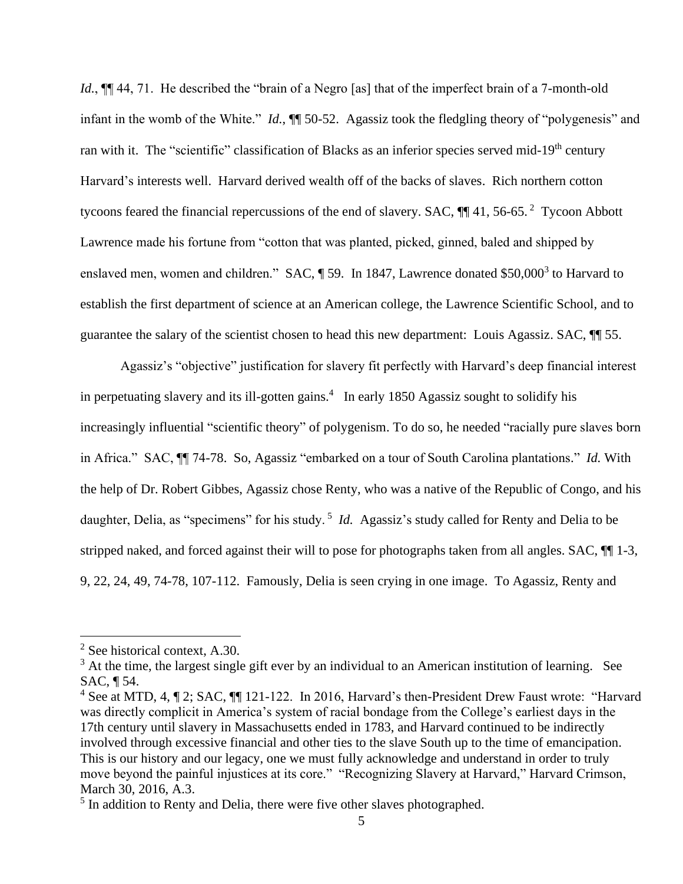*Id.*, ¶¶ 44, 71. He described the "brain of a Negro [as] that of the imperfect brain of a 7-month-old infant in the womb of the White." *Id.*, ¶¶ 50-52. Agassiz took the fledgling theory of "polygenesis" and ran with it. The "scientific" classification of Blacks as an inferior species served mid-19th century Harvard's interests well. Harvard derived wealth off of the backs of slaves. Rich northern cotton tycoons feared the financial repercussions of the end of slavery. SAC, ¶¶ 41, 56-65.[2] Tycoon Abbott Lawrence made his fortune from "cotton that was planted, picked, ginned, baled and shipped by enslaved men, women and children." SAC, ¶ 59. In 1847, Lawrence donated $50,000[3] to Harvard to establish the first department of science at an American college, the Lawrence Scientific School, and to guarantee the salary of the scientist chosen to head this new department: Louis Agassiz. SAC, ¶¶ 55.

Agassiz's "objective" justification for slavery fit perfectly with Harvard's deep financial interest in perpetuating slavery and its ill-gotten gains.[4] In early 1850 Agassiz sought to solidify his increasingly influential "scientific theory" of polygenism. To do so, he needed "racially pure slaves born in Africa." SAC, ¶¶ 74-78. So, Agassiz "embarked on a tour of South Carolina plantations." *Id.* With the help of Dr. Robert Gibbes, Agassiz chose Renty, who was a native of the Republic of Congo, and his daughter, Delia, as "specimens" for his study.[5] *Id.* Agassiz's study called for Renty and Delia to be stripped naked, and forced against their will to pose for photographs taken from all angles. SAC, ¶¶ 1-3, 9, 22, 24, 49, 74-78, 107-112. Famously, Delia is seen crying in one image. To Agassiz, Renty and

---

[2] See historical context, A.30.

[3] At the time, the largest single gift ever by an individual to an American institution of learning. See SAC, ¶ 54.

[4] See at MTD, 4, ¶ 2; SAC, ¶¶ 121-122. In 2016, Harvard's then-President Drew Faust wrote: "Harvard was directly complicit in America's system of racial bondage from the College's earliest days in the 17th century until slavery in Massachusetts ended in 1783, and Harvard continued to be indirectly involved through excessive financial and other ties to the slave South up to the time of emancipation. This is our history and our legacy, one we must fully acknowledge and understand in order to truly move beyond the painful injustices at its core." "Recognizing Slavery at Harvard," Harvard Crimson, March 30, 2016, A.3.

[5] In addition to Renty and Delia, there were five other slaves photographed.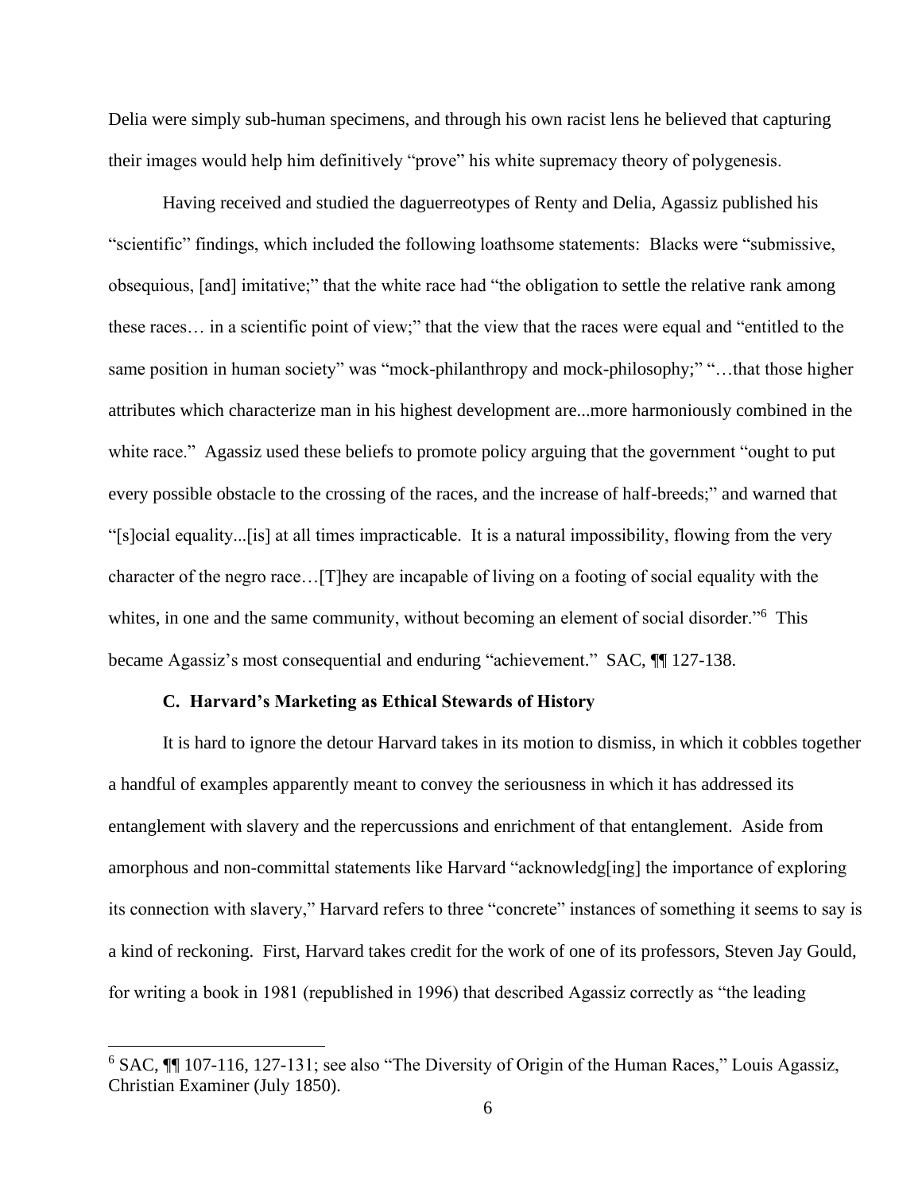Delia were simply sub-human specimens, and through his own racist lens he believed that capturing their images would help him definitively "prove" his white supremacy theory of polygenesis.

Having received and studied the daguerreotypes of Renty and Delia, Agassiz published his "scientific" findings, which included the following loathsome statements: Blacks were "submissive, obsequious, [and] imitative;" that the white race had "the obligation to settle the relative rank among these races… in a scientific point of view;" that the view that the races were equal and "entitled to the same position in human society" was "mock-philanthropy and mock-philosophy;" "…that those higher attributes which characterize man in his highest development are...more harmoniously combined in the white race." Agassiz used these beliefs to promote policy arguing that the government "ought to put every possible obstacle to the crossing of the races, and the increase of half-breeds;" and warned that "[s]ocial equality...[is] at all times impracticable. It is a natural impossibility, flowing from the very character of the negro race…[T]hey are incapable of living on a footing of social equality with the whites, in one and the same community, without becoming an element of social disorder."[6] This became Agassiz's most consequential and enduring "achievement." SAC, ¶¶ 127-138.

### C. Harvard's Marketing as Ethical Stewards of History

It is hard to ignore the detour Harvard takes in its motion to dismiss, in which it cobbles together a handful of examples apparently meant to convey the seriousness in which it has addressed its entanglement with slavery and the repercussions and enrichment of that entanglement. Aside from amorphous and non-committal statements like Harvard "acknowledg[ing] the importance of exploring its connection with slavery," Harvard refers to three "concrete" instances of something it seems to say is a kind of reckoning. First, Harvard takes credit for the work of one of its professors, Steven Jay Gould, for writing a book in 1981 (republished in 1996) that described Agassiz correctly as "the leading

---

[6] SAC, ¶¶ 107-116, 127-131; see also "The Diversity of Origin of the Human Races," Louis Agassiz, Christian Examiner (July 1850).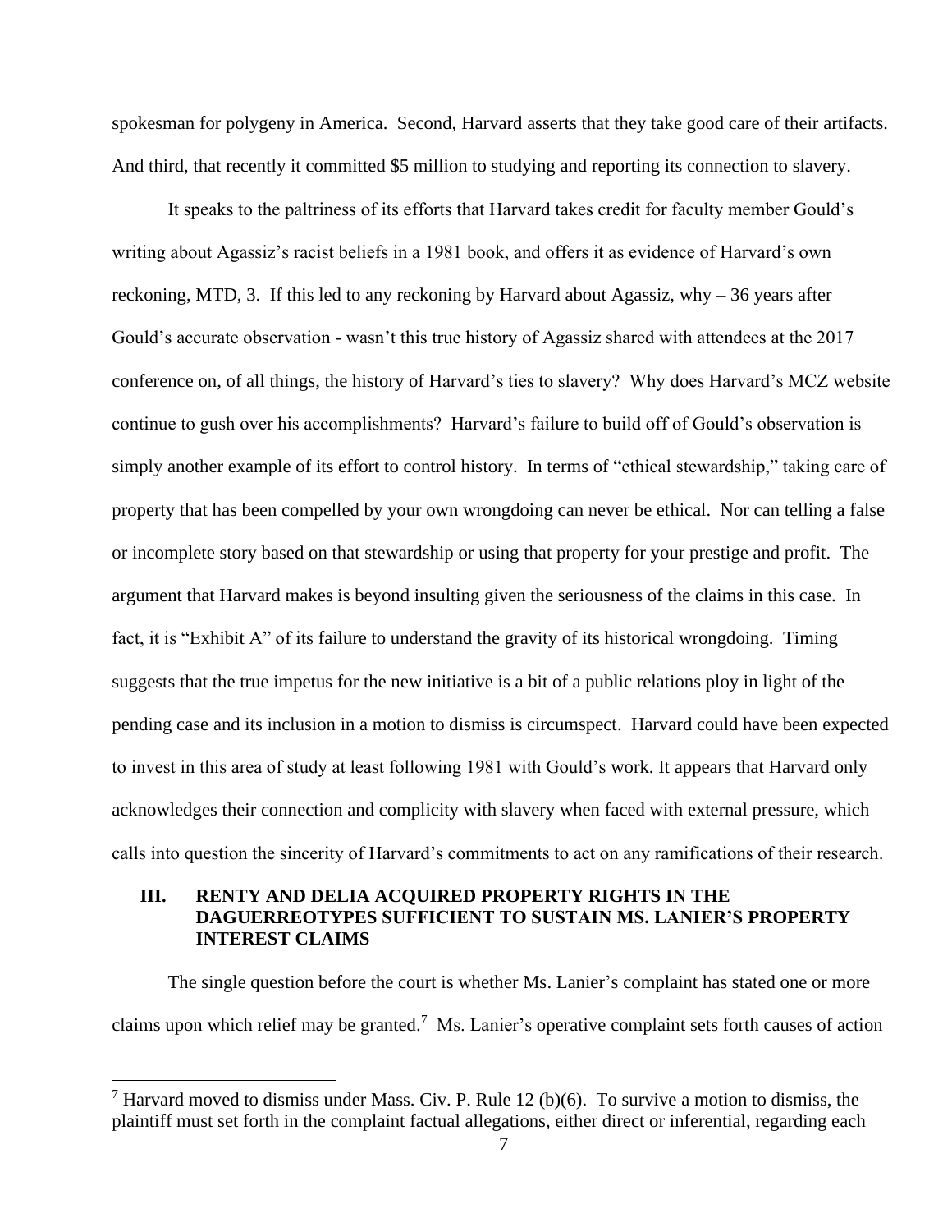spokesman for polygeny in America. Second, Harvard asserts that they take good care of their artifacts. And third, that recently it committed $5 million to studying and reporting its connection to slavery.

It speaks to the paltriness of its efforts that Harvard takes credit for faculty member Gould's writing about Agassiz's racist beliefs in a 1981 book, and offers it as evidence of Harvard's own reckoning, MTD, 3. If this led to any reckoning by Harvard about Agassiz, why – 36 years after Gould's accurate observation - wasn't this true history of Agassiz shared with attendees at the 2017 conference on, of all things, the history of Harvard's ties to slavery? Why does Harvard's MCZ website continue to gush over his accomplishments? Harvard's failure to build off of Gould's observation is simply another example of its effort to control history. In terms of "ethical stewardship," taking care of property that has been compelled by your own wrongdoing can never be ethical. Nor can telling a false or incomplete story based on that stewardship or using that property for your prestige and profit. The argument that Harvard makes is beyond insulting given the seriousness of the claims in this case. In fact, it is "Exhibit A" of its failure to understand the gravity of its historical wrongdoing. Timing suggests that the true impetus for the new initiative is a bit of a public relations ploy in light of the pending case and its inclusion in a motion to dismiss is circumspect. Harvard could have been expected to invest in this area of study at least following 1981 with Gould's work. It appears that Harvard only acknowledges their connection and complicity with slavery when faced with external pressure, which calls into question the sincerity of Harvard's commitments to act on any ramifications of their research.

## III. RENTY AND DELIA ACQUIRED PROPERTY RIGHTS IN THE DAGUERREOTYPES SUFFICIENT TO SUSTAIN MS. LANIER'S PROPERTY INTEREST CLAIMS

The single question before the court is whether Ms. Lanier's complaint has stated one or more claims upon which relief may be granted.[7] Ms. Lanier's operative complaint sets forth causes of action

---

[7] Harvard moved to dismiss under Mass. Civ. P. Rule 12 (b)(6). To survive a motion to dismiss, the plaintiff must set forth in the complaint factual allegations, either direct or inferential, regarding each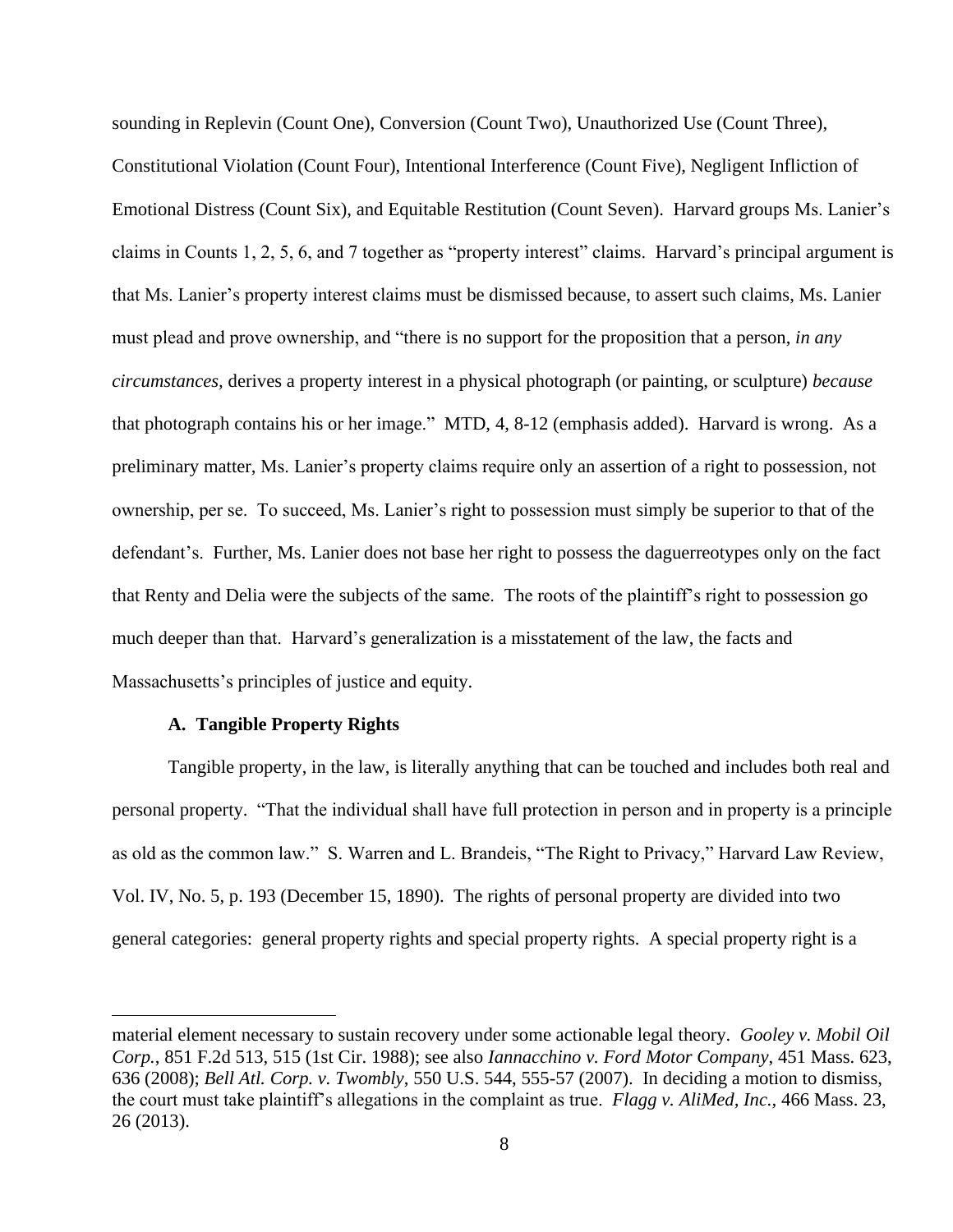sounding in Replevin (Count One), Conversion (Count Two), Unauthorized Use (Count Three), Constitutional Violation (Count Four), Intentional Interference (Count Five), Negligent Infliction of Emotional Distress (Count Six), and Equitable Restitution (Count Seven). Harvard groups Ms. Lanier's claims in Counts 1, 2, 5, 6, and 7 together as "property interest" claims. Harvard's principal argument is that Ms. Lanier's property interest claims must be dismissed because, to assert such claims, Ms. Lanier must plead and prove ownership, and "there is no support for the proposition that a person, *in any circumstances,* derives a property interest in a physical photograph (or painting, or sculpture) *because* that photograph contains his or her image." MTD, 4, 8-12 (emphasis added). Harvard is wrong. As a preliminary matter, Ms. Lanier's property claims require only an assertion of a right to possession, not ownership, per se. To succeed, Ms. Lanier's right to possession must simply be superior to that of the defendant's. Further, Ms. Lanier does not base her right to possess the daguerreotypes only on the fact that Renty and Delia were the subjects of the same. The roots of the plaintiff's right to possession go much deeper than that. Harvard's generalization is a misstatement of the law, the facts and Massachusetts's principles of justice and equity.

### A. Tangible Property Rights

Tangible property, in the law, is literally anything that can be touched and includes both real and personal property. "That the individual shall have full protection in person and in property is a principle as old as the common law." S. Warren and L. Brandeis, "The Right to Privacy," Harvard Law Review, Vol. IV, No. 5, p. 193 (December 15, 1890). The rights of personal property are divided into two general categories: general property rights and special property rights. A special property right is a

---

material element necessary to sustain recovery under some actionable legal theory. *Gooley v. Mobil Oil Corp.*, 851 F.2d 513, 515 (1st Cir. 1988); see also *Iannacchino v. Ford Motor Company*, 451 Mass. 623, 636 (2008); *Bell Atl. Corp. v. Twombly*, 550 U.S. 544, 555-57 (2007). In deciding a motion to dismiss, the court must take plaintiff's allegations in the complaint as true. *Flagg v. AliMed, Inc.*, 466 Mass. 23, 26 (2013).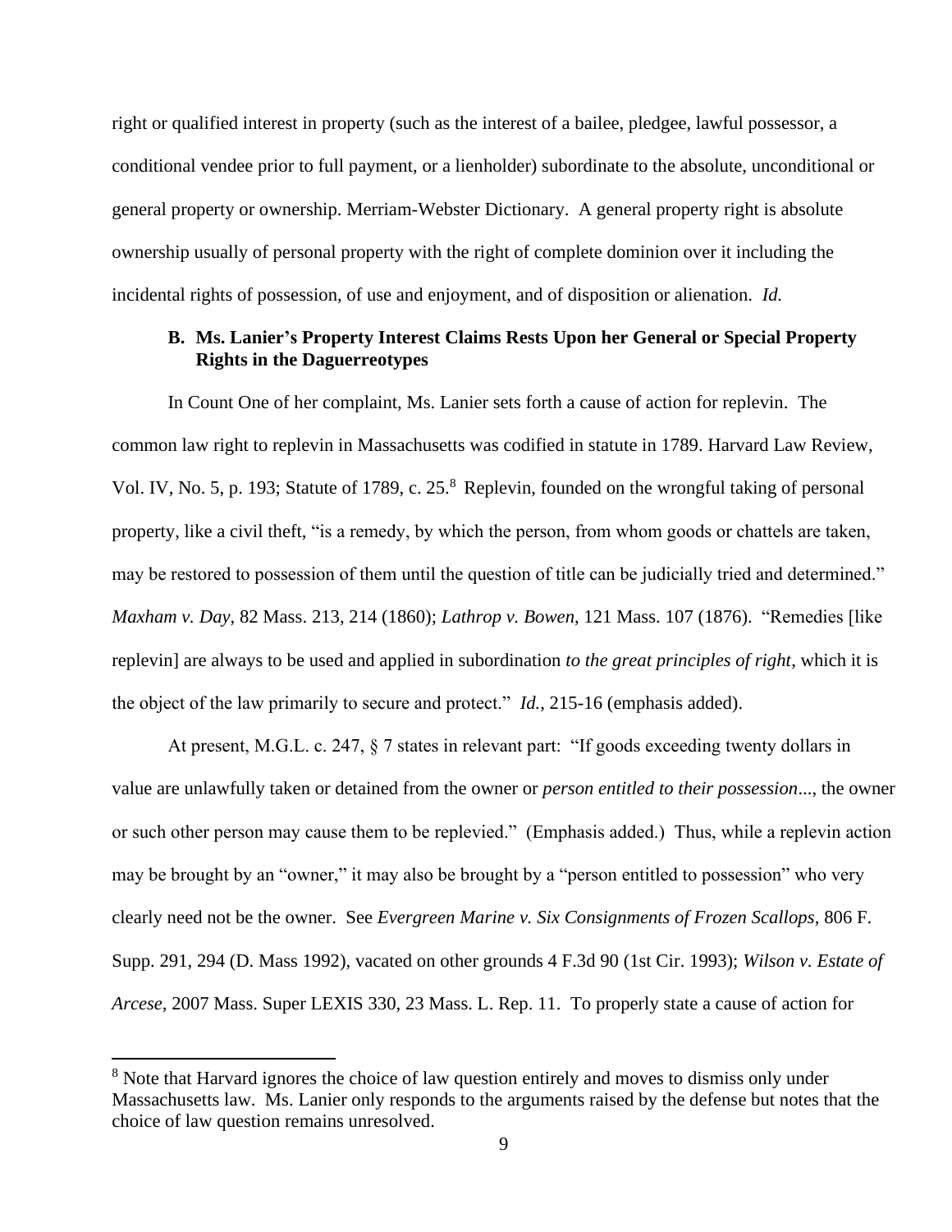right or qualified interest in property (such as the interest of a bailee, pledgee, lawful possessor, a conditional vendee prior to full payment, or a lienholder) subordinate to the absolute, unconditional or general property or ownership. Merriam-Webster Dictionary. A general property right is absolute ownership usually of personal property with the right of complete dominion over it including the incidental rights of possession, of use and enjoyment, and of disposition or alienation. *Id.*

### B. Ms. Lanier's Property Interest Claims Rests Upon her General or Special Property Rights in the Daguerreotypes

In Count One of her complaint, Ms. Lanier sets forth a cause of action for replevin. The common law right to replevin in Massachusetts was codified in statute in 1789. Harvard Law Review, Vol. IV, No. 5, p. 193; Statute of 1789, c. 25.[8] Replevin, founded on the wrongful taking of personal property, like a civil theft, "is a remedy, by which the person, from whom goods or chattels are taken, may be restored to possession of them until the question of title can be judicially tried and determined." *Maxham v. Day*, 82 Mass. 213, 214 (1860); *Lathrop v. Bowen*, 121 Mass. 107 (1876). "Remedies [like replevin] are always to be used and applied in subordination *to the great principles of right*, which it is the object of the law primarily to secure and protect." *Id.*, 215-16 (emphasis added).

At present, M.G.L. c. 247, § 7 states in relevant part: "If goods exceeding twenty dollars in value are unlawfully taken or detained from the owner or *person entitled to their possession*..., the owner or such other person may cause them to be replevied." (Emphasis added.) Thus, while a replevin action may be brought by an "owner," it may also be brought by a "person entitled to possession" who very clearly need not be the owner. See *Evergreen Marine v. Six Consignments of Frozen Scallops*, 806 F. Supp. 291, 294 (D. Mass 1992), vacated on other grounds 4 F.3d 90 (1st Cir. 1993); *Wilson v. Estate of Arcese*, 2007 Mass. Super LEXIS 330, 23 Mass. L. Rep. 11. To properly state a cause of action for

---

[8] Note that Harvard ignores the choice of law question entirely and moves to dismiss only under Massachusetts law. Ms. Lanier only responds to the arguments raised by the defense but notes that the choice of law question remains unresolved.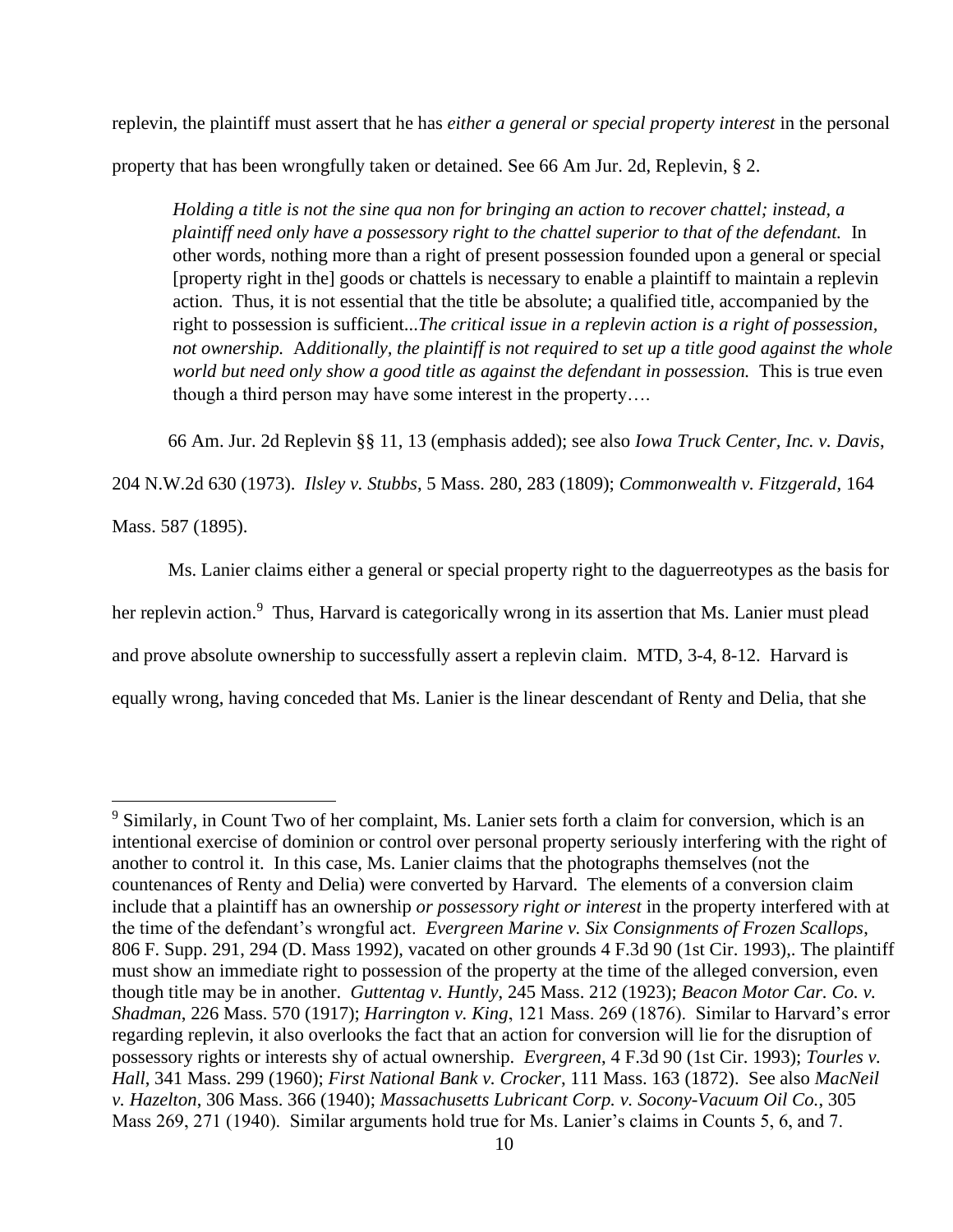replevin, the plaintiff must assert that he has *either a general or special property interest* in the personal property that has been wrongfully taken or detained. See 66 Am Jur. 2d, Replevin, § 2.

> *Holding a title is not the sine qua non for bringing an action to recover chattel; instead, a plaintiff need only have a possessory right to the chattel superior to that of the defendant.* In other words, nothing more than a right of present possession founded upon a general or special [property right in the] goods or chattels is necessary to enable a plaintiff to maintain a replevin action. Thus, it is not essential that the title be absolute; a qualified title, accompanied by the right to possession is sufficient...*The critical issue in a replevin action is a right of possession, not ownership.* A*dditionally, the plaintiff is not required to set up a title good against the whole world but need only show a good title as against the defendant in possession.* This is true even though a third person may have some interest in the property….

66 Am. Jur. 2d Replevin §§ 11, 13 (emphasis added); see also *Iowa Truck Center, Inc. v. Davis*, 204 N.W.2d 630 (1973). *Ilsley v. Stubbs*, 5 Mass. 280, 283 (1809); *Commonwealth v. Fitzgerald*, 164 Mass. 587 (1895).

Ms. Lanier claims either a general or special property right to the daguerreotypes as the basis for her replevin action.[9] Thus, Harvard is categorically wrong in its assertion that Ms. Lanier must plead and prove absolute ownership to successfully assert a replevin claim. MTD, 3-4, 8-12. Harvard is equally wrong, having conceded that Ms. Lanier is the linear descendant of Renty and Delia, that she

[9] Similarly, in Count Two of her complaint, Ms. Lanier sets forth a claim for conversion, which is an intentional exercise of dominion or control over personal property seriously interfering with the right of another to control it. In this case, Ms. Lanier claims that the photographs themselves (not the countenances of Renty and Delia) were converted by Harvard. The elements of a conversion claim include that a plaintiff has an ownership *or possessory right or interest* in the property interfered with at the time of the defendant's wrongful act. *Evergreen Marine v. Six Consignments of Frozen Scallops*, 806 F. Supp. 291, 294 (D. Mass 1992), vacated on other grounds 4 F.3d 90 (1st Cir. 1993),. The plaintiff must show an immediate right to possession of the property at the time of the alleged conversion, even though title may be in another. *Guttentag v. Huntly*, 245 Mass. 212 (1923); *Beacon Motor Car. Co. v. Shadman*, 226 Mass. 570 (1917); *Harrington v. King*, 121 Mass. 269 (1876). Similar to Harvard's error regarding replevin, it also overlooks the fact that an action for conversion will lie for the disruption of possessory rights or interests shy of actual ownership. *Evergreen*, 4 F.3d 90 (1st Cir. 1993); *Tourles v. Hall*, 341 Mass. 299 (1960); *First National Bank v. Crocker*, 111 Mass. 163 (1872). See also *MacNeil v. Hazelton*, 306 Mass. 366 (1940); *Massachusetts Lubricant Corp. v. Socony-Vacuum Oil Co.*, 305 Mass 269, 271 (1940). Similar arguments hold true for Ms. Lanier's claims in Counts 5, 6, and 7.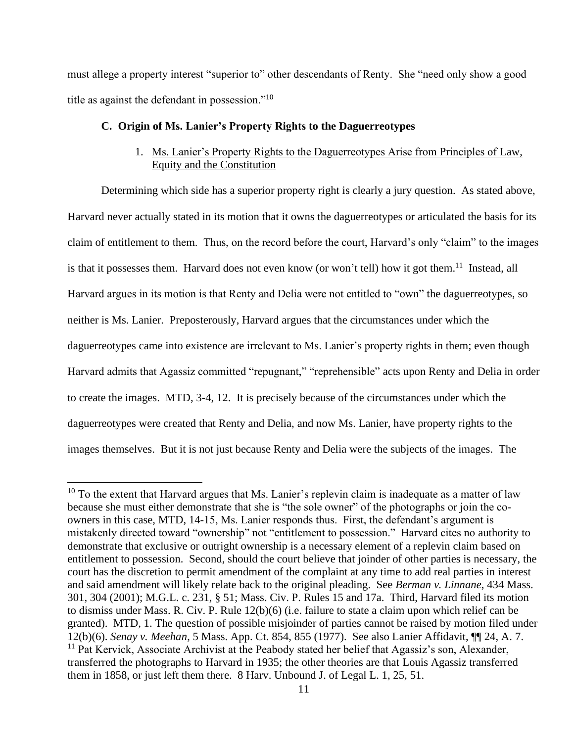must allege a property interest "superior to" other descendants of Renty. She "need only show a good title as against the defendant in possession."[10]

### C. Origin of Ms. Lanier's Property Rights to the Daguerreotypes

1. Ms. Lanier's Property Rights to the Daguerreotypes Arise from Principles of Law, Equity and the Constitution

Determining which side has a superior property right is clearly a jury question. As stated above, Harvard never actually stated in its motion that it owns the daguerreotypes or articulated the basis for its claim of entitlement to them. Thus, on the record before the court, Harvard's only "claim" to the images is that it possesses them. Harvard does not even know (or won't tell) how it got them.[11] Instead, all Harvard argues in its motion is that Renty and Delia were not entitled to "own" the daguerreotypes, so neither is Ms. Lanier. Preposterously, Harvard argues that the circumstances under which the daguerreotypes came into existence are irrelevant to Ms. Lanier's property rights in them; even though Harvard admits that Agassiz committed "repugnant," "reprehensible" acts upon Renty and Delia in order to create the images. MTD, 3-4, 12. It is precisely because of the circumstances under which the daguerreotypes were created that Renty and Delia, and now Ms. Lanier, have property rights to the images themselves. But it is not just because Renty and Delia were the subjects of the images. The

---

[10] To the extent that Harvard argues that Ms. Lanier's replevin claim is inadequate as a matter of law because she must either demonstrate that she is "the sole owner" of the photographs or join the co-owners in this case, MTD, 14-15, Ms. Lanier responds thus. First, the defendant's argument is mistakenly directed toward "ownership" not "entitlement to possession." Harvard cites no authority to demonstrate that exclusive or outright ownership is a necessary element of a replevin claim based on entitlement to possession. Second, should the court believe that joinder of other parties is necessary, the court has the discretion to permit amendment of the complaint at any time to add real parties in interest and said amendment will likely relate back to the original pleading. See *Berman v. Linnane*, 434 Mass. 301, 304 (2001); M.G.L. c. 231, § 51; Mass. Civ. P. Rules 15 and 17a. Third, Harvard filed its motion to dismiss under Mass. R. Civ. P. Rule 12(b)(6) (i.e. failure to state a claim upon which relief can be granted). MTD, 1. The question of possible misjoinder of parties cannot be raised by motion filed under 12(b)(6). *Senay v. Meehan*, 5 Mass. App. Ct. 854, 855 (1977). See also Lanier Affidavit, ¶¶ 24, A. 7.

[11] Pat Kervick, Associate Archivist at the Peabody stated her belief that Agassiz's son, Alexander, transferred the photographs to Harvard in 1935; the other theories are that Louis Agassiz transferred them in 1858, or just left them there. 8 Harv. Unbound J. of Legal L. 1, 25, 51.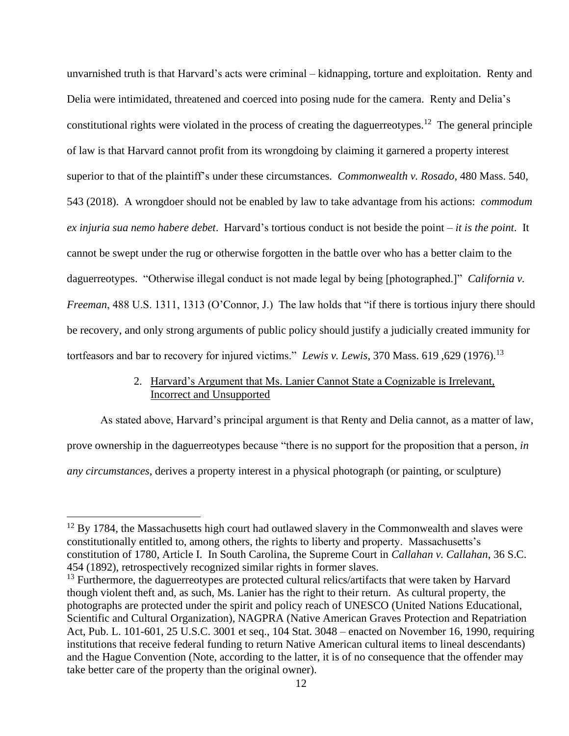unvarnished truth is that Harvard's acts were criminal – kidnapping, torture and exploitation. Renty and Delia were intimidated, threatened and coerced into posing nude for the camera. Renty and Delia's constitutional rights were violated in the process of creating the daguerreotypes.[12] The general principle of law is that Harvard cannot profit from its wrongdoing by claiming it garnered a property interest superior to that of the plaintiff's under these circumstances. *Commonwealth v. Rosado*, 480 Mass. 540, 543 (2018). A wrongdoer should not be enabled by law to take advantage from his actions: *commodum ex injuria sua nemo habere debet*. Harvard's tortious conduct is not beside the point – *it is the point*. It cannot be swept under the rug or otherwise forgotten in the battle over who has a better claim to the daguerreotypes. "Otherwise illegal conduct is not made legal by being [photographed.]" *California v. Freeman*, 488 U.S. 1311, 1313 (O'Connor, J.) The law holds that "if there is tortious injury there should be recovery, and only strong arguments of public policy should justify a judicially created immunity for tortfeasors and bar to recovery for injured victims." *Lewis v. Lewis*, 370 Mass. 619 ,629 (1976).[13]

2. <u>Harvard's Argument that Ms. Lanier Cannot State a Cognizable is Irrelevant, Incorrect and Unsupported</u>

As stated above, Harvard's principal argument is that Renty and Delia cannot, as a matter of law, prove ownership in the daguerreotypes because "there is no support for the proposition that a person, *in any circumstances*, derives a property interest in a physical photograph (or painting, or sculpture)

---

[12] By 1784, the Massachusetts high court had outlawed slavery in the Commonwealth and slaves were constitutionally entitled to, among others, the rights to liberty and property. Massachusetts's constitution of 1780, Article I. In South Carolina, the Supreme Court in *Callahan v. Callahan*, 36 S.C. 454 (1892), retrospectively recognized similar rights in former slaves.

[13] Furthermore, the daguerreotypes are protected cultural relics/artifacts that were taken by Harvard though violent theft and, as such, Ms. Lanier has the right to their return. As cultural property, the photographs are protected under the spirit and policy reach of UNESCO (United Nations Educational, Scientific and Cultural Organization), NAGPRA (Native American Graves Protection and Repatriation Act, Pub. L. 101-601, 25 U.S.C. 3001 et seq., 104 Stat. 3048 – enacted on November 16, 1990, requiring institutions that receive federal funding to return Native American cultural items to lineal descendants) and the Hague Convention (Note, according to the latter, it is of no consequence that the offender may take better care of the property than the original owner).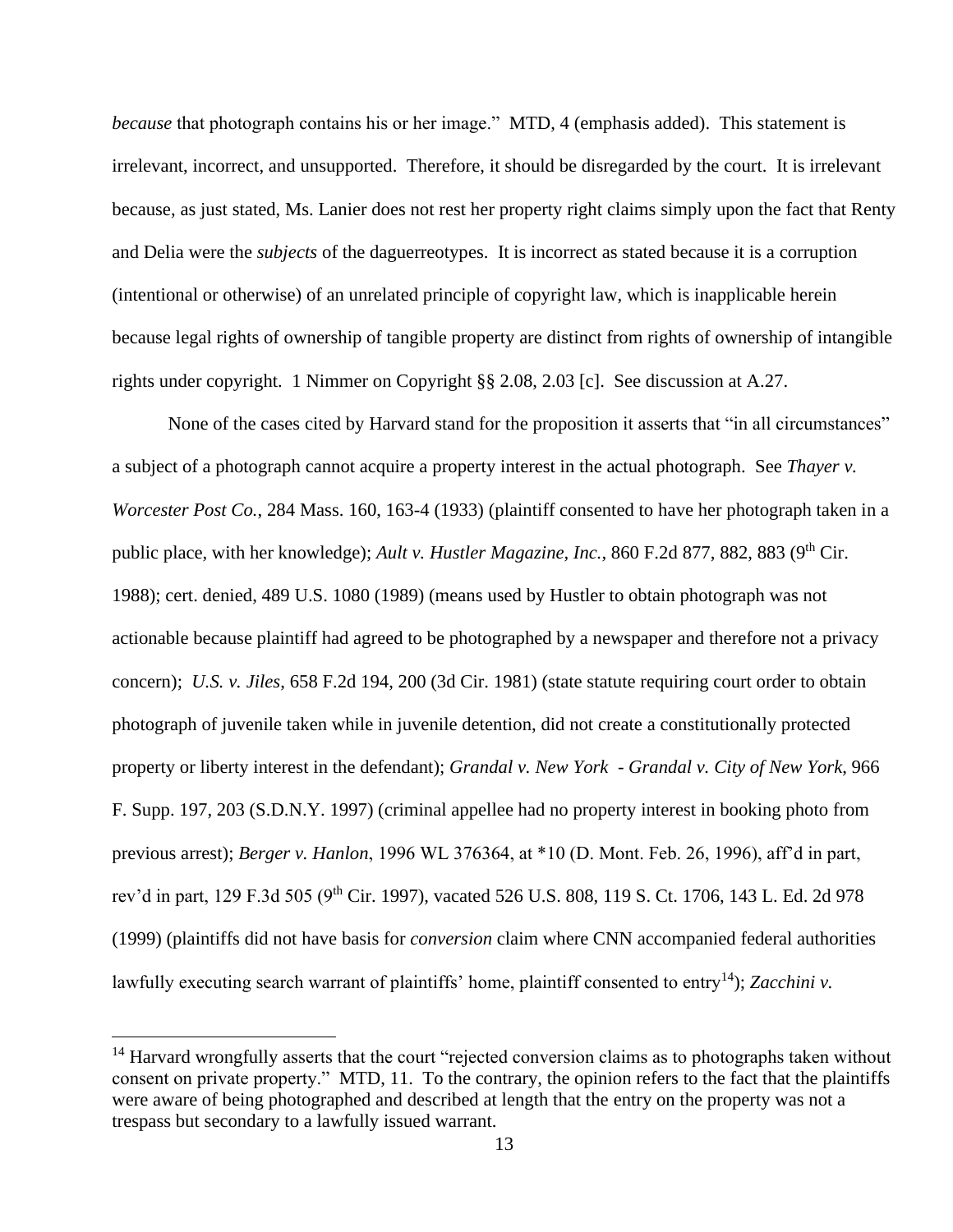*because* that photograph contains his or her image." MTD, 4 (emphasis added). This statement is irrelevant, incorrect, and unsupported. Therefore, it should be disregarded by the court. It is irrelevant because, as just stated, Ms. Lanier does not rest her property right claims simply upon the fact that Renty and Delia were the *subjects* of the daguerreotypes. It is incorrect as stated because it is a corruption (intentional or otherwise) of an unrelated principle of copyright law, which is inapplicable herein because legal rights of ownership of tangible property are distinct from rights of ownership of intangible rights under copyright. 1 Nimmer on Copyright §§ 2.08, 2.03 [c]. See discussion at A.27.

None of the cases cited by Harvard stand for the proposition it asserts that "in all circumstances" a subject of a photograph cannot acquire a property interest in the actual photograph. See *Thayer v. Worcester Post Co.*, 284 Mass. 160, 163-4 (1933) (plaintiff consented to have her photograph taken in a public place, with her knowledge); *Ault v. Hustler Magazine, Inc.*, 860 F.2d 877, 882, 883 (9th Cir. 1988); cert. denied, 489 U.S. 1080 (1989) (means used by Hustler to obtain photograph was not actionable because plaintiff had agreed to be photographed by a newspaper and therefore not a privacy concern); *U.S. v. Jiles*, 658 F.2d 194, 200 (3d Cir. 1981) (state statute requiring court order to obtain photograph of juvenile taken while in juvenile detention, did not create a constitutionally protected property or liberty interest in the defendant); *Grandal v. New York - Grandal v. City of New York*, 966 F. Supp. 197, 203 (S.D.N.Y. 1997) (criminal appellee had no property interest in booking photo from previous arrest); *Berger v. Hanlon*, 1996 WL 376364, at *10 (D. Mont. Feb. 26, 1996), aff'd in part, rev'd in part, 129 F.3d 505 (9th Cir. 1997), vacated 526 U.S. 808, 119 S. Ct. 1706, 143 L. Ed. 2d 978 (1999) (plaintiffs did not have basis for *conversion* claim where CNN accompanied federal authorities lawfully executing search warrant of plaintiffs' home, plaintiff consented to entry[14]); *Zacchini v.*

[14] Harvard wrongfully asserts that the court "rejected conversion claims as to photographs taken without consent on private property." MTD, 11. To the contrary, the opinion refers to the fact that the plaintiffs were aware of being photographed and described at length that the entry on the property was not a trespass but secondary to a lawfully issued warrant.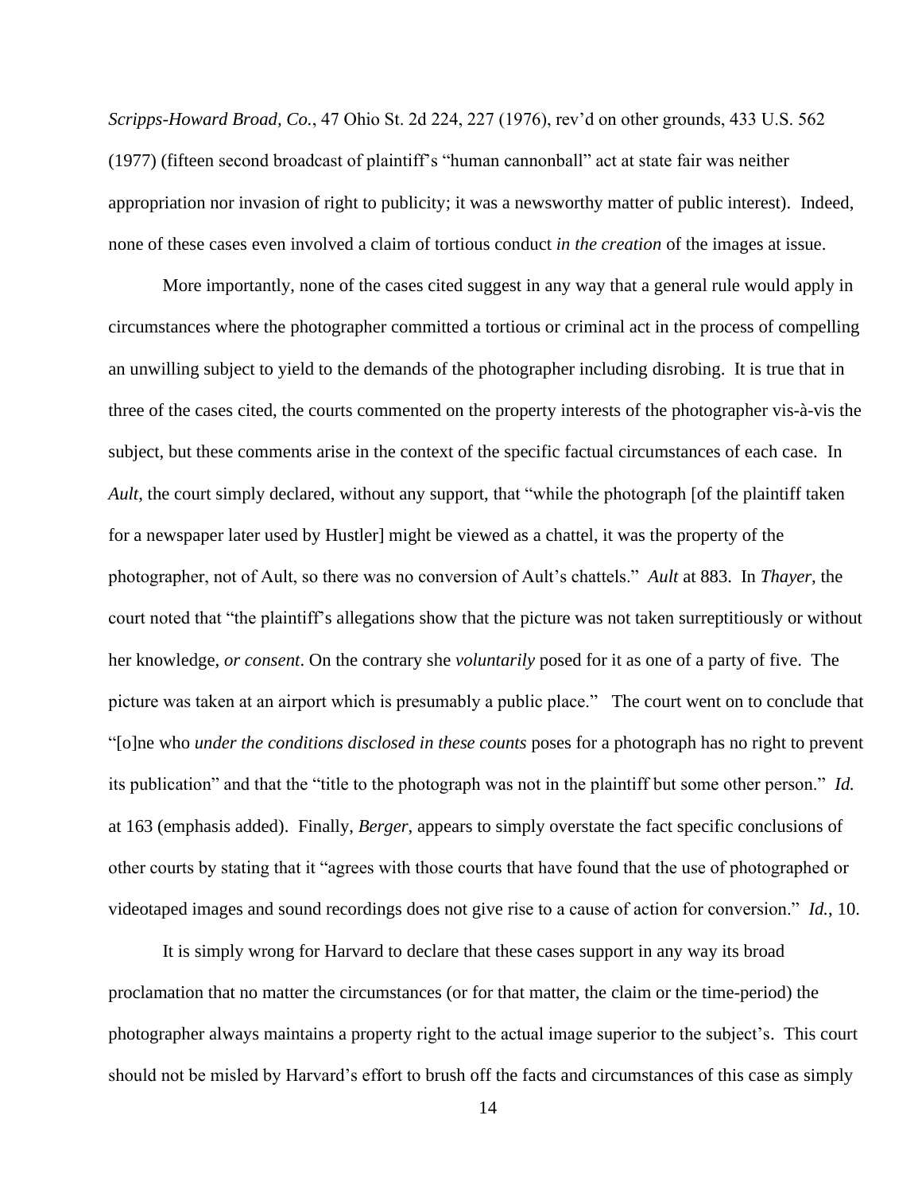*Scripps-Howard Broad, Co.*, 47 Ohio St. 2d 224, 227 (1976), rev'd on other grounds, 433 U.S. 562 (1977) (fifteen second broadcast of plaintiff's "human cannonball" act at state fair was neither appropriation nor invasion of right to publicity; it was a newsworthy matter of public interest). Indeed, none of these cases even involved a claim of tortious conduct *in the creation* of the images at issue.

More importantly, none of the cases cited suggest in any way that a general rule would apply in circumstances where the photographer committed a tortious or criminal act in the process of compelling an unwilling subject to yield to the demands of the photographer including disrobing. It is true that in three of the cases cited, the courts commented on the property interests of the photographer vis-à-vis the subject, but these comments arise in the context of the specific factual circumstances of each case. In *Ault*, the court simply declared, without any support, that "while the photograph [of the plaintiff taken for a newspaper later used by Hustler] might be viewed as a chattel, it was the property of the photographer, not of Ault, so there was no conversion of Ault's chattels." *Ault* at 883. In *Thayer*, the court noted that "the plaintiff's allegations show that the picture was not taken surreptitiously or without her knowledge, *or consent*. On the contrary she *voluntarily* posed for it as one of a party of five. The picture was taken at an airport which is presumably a public place." The court went on to conclude that "[o]ne who *under the conditions disclosed in these counts* poses for a photograph has no right to prevent its publication" and that the "title to the photograph was not in the plaintiff but some other person." *Id.* at 163 (emphasis added). Finally, *Berger*, appears to simply overstate the fact specific conclusions of other courts by stating that it "agrees with those courts that have found that the use of photographed or videotaped images and sound recordings does not give rise to a cause of action for conversion." *Id.*, 10.

It is simply wrong for Harvard to declare that these cases support in any way its broad proclamation that no matter the circumstances (or for that matter, the claim or the time-period) the photographer always maintains a property right to the actual image superior to the subject's. This court should not be misled by Harvard's effort to brush off the facts and circumstances of this case as simply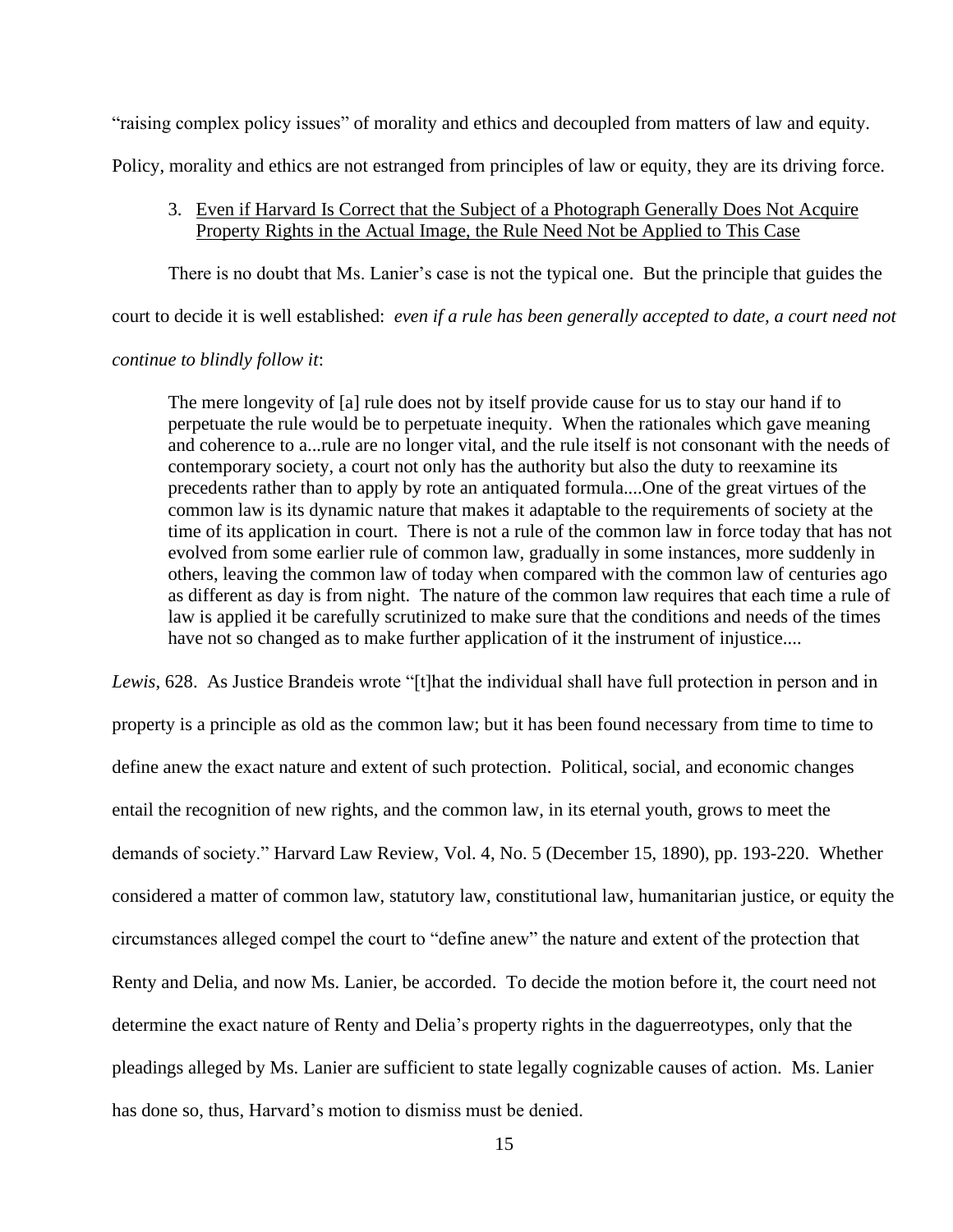"raising complex policy issues" of morality and ethics and decoupled from matters of law and equity. Policy, morality and ethics are not estranged from principles of law or equity, they are its driving force.

### 3. Even if Harvard Is Correct that the Subject of a Photograph Generally Does Not Acquire Property Rights in the Actual Image, the Rule Need Not be Applied to This Case

There is no doubt that Ms. Lanier's case is not the typical one. But the principle that guides the court to decide it is well established: *even if a rule has been generally accepted to date, a court need not continue to blindly follow it*:

> The mere longevity of [a] rule does not by itself provide cause for us to stay our hand if to perpetuate the rule would be to perpetuate inequity. When the rationales which gave meaning and coherence to a...rule are no longer vital, and the rule itself is not consonant with the needs of contemporary society, a court not only has the authority but also the duty to reexamine its precedents rather than to apply by rote an antiquated formula....One of the great virtues of the common law is its dynamic nature that makes it adaptable to the requirements of society at the time of its application in court. There is not a rule of the common law in force today that has not evolved from some earlier rule of common law, gradually in some instances, more suddenly in others, leaving the common law of today when compared with the common law of centuries ago as different as day is from night. The nature of the common law requires that each time a rule of law is applied it be carefully scrutinized to make sure that the conditions and needs of the times have not so changed as to make further application of it the instrument of injustice....

*Lewis*, 628. As Justice Brandeis wrote "[t]hat the individual shall have full protection in person and in property is a principle as old as the common law; but it has been found necessary from time to time to define anew the exact nature and extent of such protection. Political, social, and economic changes entail the recognition of new rights, and the common law, in its eternal youth, grows to meet the demands of society." Harvard Law Review, Vol. 4, No. 5 (December 15, 1890), pp. 193-220. Whether considered a matter of common law, statutory law, constitutional law, humanitarian justice, or equity the circumstances alleged compel the court to "define anew" the nature and extent of the protection that Renty and Delia, and now Ms. Lanier, be accorded. To decide the motion before it, the court need not determine the exact nature of Renty and Delia's property rights in the daguerreotypes, only that the pleadings alleged by Ms. Lanier are sufficient to state legally cognizable causes of action. Ms. Lanier has done so, thus, Harvard's motion to dismiss must be denied.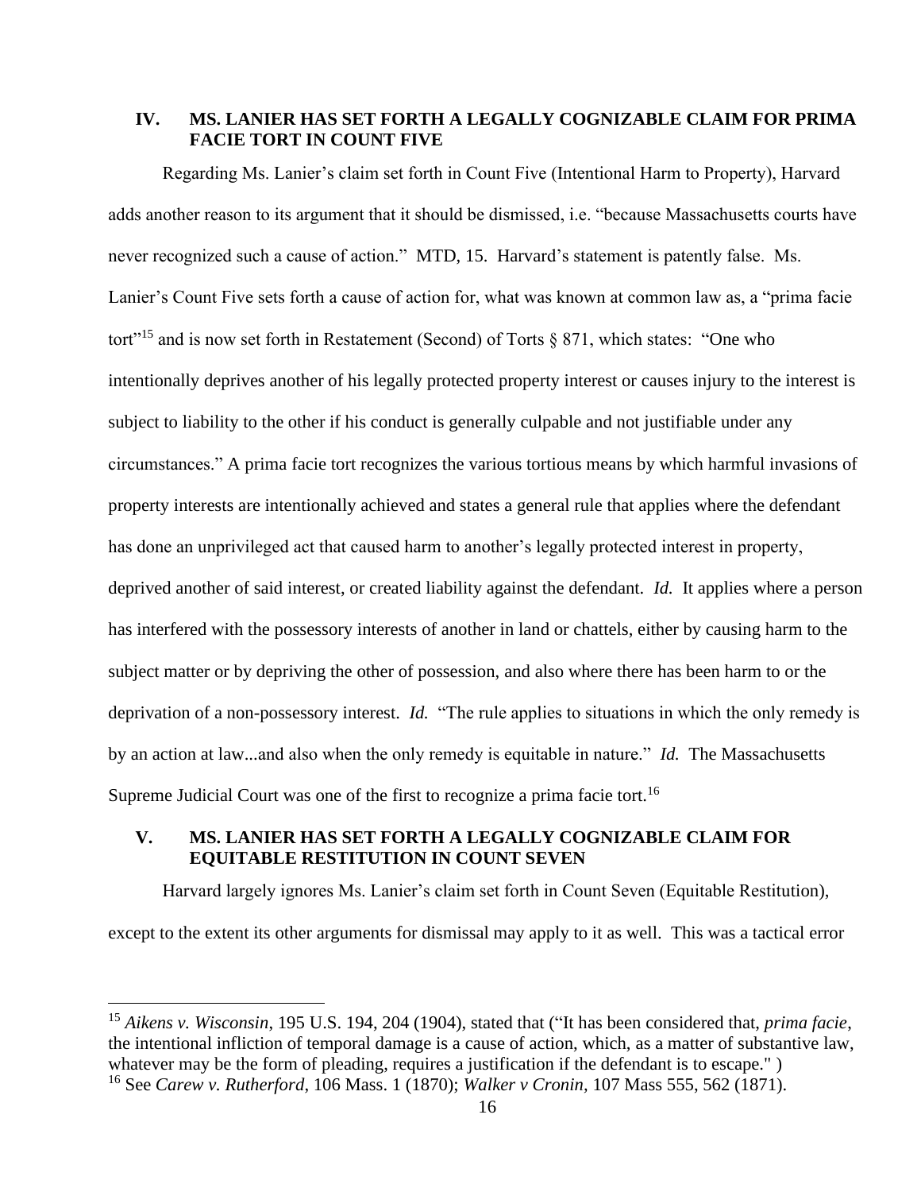## IV. MS. LANIER HAS SET FORTH A LEGALLY COGNIZABLE CLAIM FOR PRIMA FACIE TORT IN COUNT FIVE

Regarding Ms. Lanier's claim set forth in Count Five (Intentional Harm to Property), Harvard adds another reason to its argument that it should be dismissed, i.e. "because Massachusetts courts have never recognized such a cause of action." MTD, 15. Harvard's statement is patently false. Ms. Lanier's Count Five sets forth a cause of action for, what was known at common law as, a "prima facie tort"[15] and is now set forth in Restatement (Second) of Torts § 871, which states: "One who intentionally deprives another of his legally protected property interest or causes injury to the interest is subject to liability to the other if his conduct is generally culpable and not justifiable under any circumstances." A prima facie tort recognizes the various tortious means by which harmful invasions of property interests are intentionally achieved and states a general rule that applies where the defendant has done an unprivileged act that caused harm to another's legally protected interest in property, deprived another of said interest, or created liability against the defendant. *Id.* It applies where a person has interfered with the possessory interests of another in land or chattels, either by causing harm to the subject matter or by depriving the other of possession, and also where there has been harm to or the deprivation of a non-possessory interest. *Id.* "The rule applies to situations in which the only remedy is by an action at law...and also when the only remedy is equitable in nature." *Id.* The Massachusetts Supreme Judicial Court was one of the first to recognize a prima facie tort.[16]

## V. MS. LANIER HAS SET FORTH A LEGALLY COGNIZABLE CLAIM FOR EQUITABLE RESTITUTION IN COUNT SEVEN

Harvard largely ignores Ms. Lanier's claim set forth in Count Seven (Equitable Restitution), except to the extent its other arguments for dismissal may apply to it as well. This was a tactical error

---

[15] *Aikens v. Wisconsin*, 195 U.S. 194, 204 (1904), stated that ("It has been considered that, *prima facie*, the intentional infliction of temporal damage is a cause of action, which, as a matter of substantive law, whatever may be the form of pleading, requires a justification if the defendant is to escape." )

[16] See *Carew v. Rutherford*, 106 Mass. 1 (1870); *Walker v Cronin*, 107 Mass 555, 562 (1871).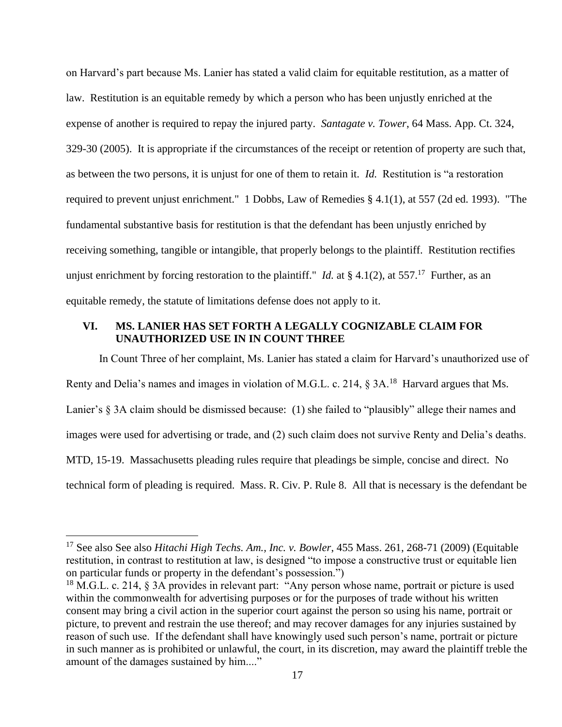on Harvard's part because Ms. Lanier has stated a valid claim for equitable restitution, as a matter of law. Restitution is an equitable remedy by which a person who has been unjustly enriched at the expense of another is required to repay the injured party. *Santagate v. Tower*, 64 Mass. App. Ct. 324, 329-30 (2005). It is appropriate if the circumstances of the receipt or retention of property are such that, as between the two persons, it is unjust for one of them to retain it. *Id.* Restitution is "a restoration required to prevent unjust enrichment." 1 Dobbs, Law of Remedies § 4.1(1), at 557 (2d ed. 1993). "The fundamental substantive basis for restitution is that the defendant has been unjustly enriched by receiving something, tangible or intangible, that properly belongs to the plaintiff. Restitution rectifies unjust enrichment by forcing restoration to the plaintiff." *Id.* at § 4.1(2), at 557.[17] Further, as an equitable remedy, the statute of limitations defense does not apply to it.

## VI. MS. LANIER HAS SET FORTH A LEGALLY COGNIZABLE CLAIM FOR UNAUTHORIZED USE IN IN COUNT THREE

In Count Three of her complaint, Ms. Lanier has stated a claim for Harvard's unauthorized use of Renty and Delia's names and images in violation of M.G.L. c. 214, § 3A.[18] Harvard argues that Ms. Lanier's § 3A claim should be dismissed because: (1) she failed to "plausibly" allege their names and images were used for advertising or trade, and (2) such claim does not survive Renty and Delia's deaths. MTD, 15-19. Massachusetts pleading rules require that pleadings be simple, concise and direct. No technical form of pleading is required. Mass. R. Civ. P. Rule 8. All that is necessary is the defendant be

---

[17] See also See also *Hitachi High Techs. Am., Inc. v. Bowler*, 455 Mass. 261, 268-71 (2009) (Equitable restitution, in contrast to restitution at law, is designed "to impose a constructive trust or equitable lien on particular funds or property in the defendant's possession.")

[18] M.G.L. c. 214, § 3A provides in relevant part: "Any person whose name, portrait or picture is used within the commonwealth for advertising purposes or for the purposes of trade without his written consent may bring a civil action in the superior court against the person so using his name, portrait or picture, to prevent and restrain the use thereof; and may recover damages for any injuries sustained by reason of such use. If the defendant shall have knowingly used such person's name, portrait or picture in such manner as is prohibited or unlawful, the court, in its discretion, may award the plaintiff treble the amount of the damages sustained by him...."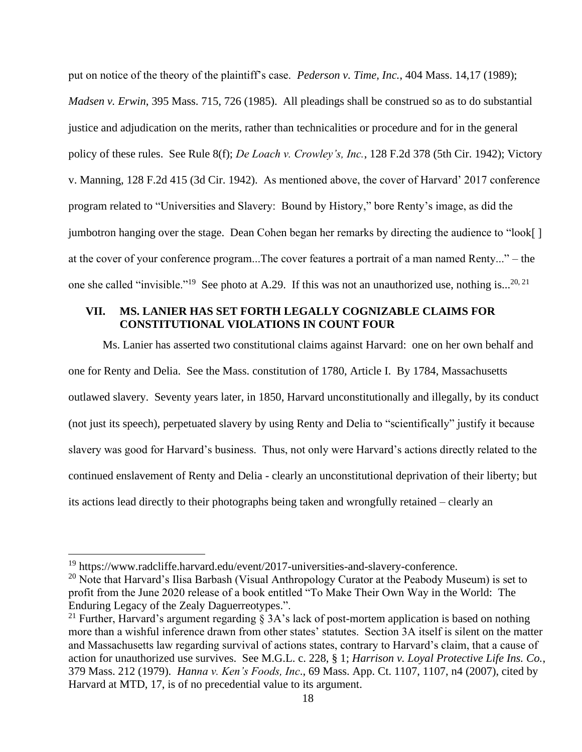put on notice of the theory of the plaintiff's case. *Pederson v. Time, Inc.*, 404 Mass. 14,17 (1989); *Madsen v. Erwin*, 395 Mass. 715, 726 (1985). All pleadings shall be construed so as to do substantial justice and adjudication on the merits, rather than technicalities or procedure and for in the general policy of these rules. See Rule 8(f); *De Loach v. Crowley's, Inc.*, 128 F.2d 378 (5th Cir. 1942); Victory v. Manning, 128 F.2d 415 (3d Cir. 1942). As mentioned above, the cover of Harvard' 2017 conference program related to "Universities and Slavery: Bound by History," bore Renty's image, as did the jumbotron hanging over the stage. Dean Cohen began her remarks by directing the audience to "look[ ] at the cover of your conference program...The cover features a portrait of a man named Renty..." – the one she called "invisible."[19] See photo at A.29. If this was not an unauthorized use, nothing is...[20, 21]

## VII. MS. LANIER HAS SET FORTH LEGALLY COGNIZABLE CLAIMS FOR CONSTITUTIONAL VIOLATIONS IN COUNT FOUR

Ms. Lanier has asserted two constitutional claims against Harvard: one on her own behalf and one for Renty and Delia. See the Mass. constitution of 1780, Article I. By 1784, Massachusetts outlawed slavery. Seventy years later, in 1850, Harvard unconstitutionally and illegally, by its conduct (not just its speech), perpetuated slavery by using Renty and Delia to "scientifically" justify it because slavery was good for Harvard's business. Thus, not only were Harvard's actions directly related to the continued enslavement of Renty and Delia - clearly an unconstitutional deprivation of their liberty; but its actions lead directly to their photographs being taken and wrongfully retained – clearly an

---

[19] https://www.radcliffe.harvard.edu/event/2017-universities-and-slavery-conference.

[20] Note that Harvard's Ilisa Barbash (Visual Anthropology Curator at the Peabody Museum) is set to profit from the June 2020 release of a book entitled "To Make Their Own Way in the World: The Enduring Legacy of the Zealy Daguerreotypes.".

[21] Further, Harvard's argument regarding § 3A's lack of post-mortem application is based on nothing more than a wishful inference drawn from other states' statutes. Section 3A itself is silent on the matter and Massachusetts law regarding survival of actions states, contrary to Harvard's claim, that a cause of action for unauthorized use survives. See M.G.L. c. 228, § 1; *Harrison v. Loyal Protective Life Ins. Co.*, 379 Mass. 212 (1979). *Hanna v. Ken's Foods, Inc*., 69 Mass. App. Ct. 1107, 1107, n4 (2007), cited by Harvard at MTD, 17, is of no precedential value to its argument.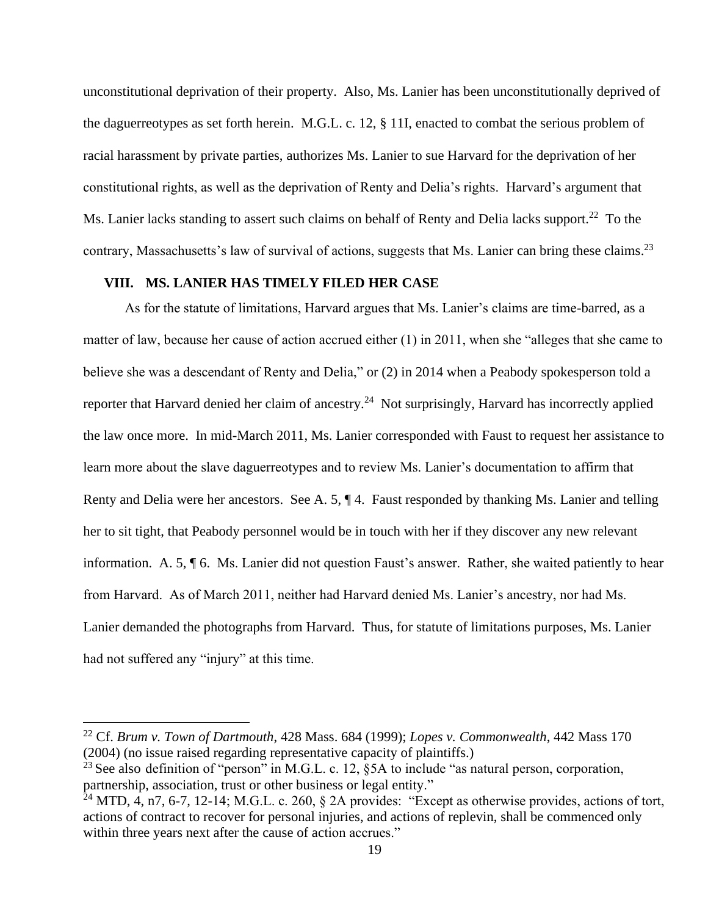unconstitutional deprivation of their property. Also, Ms. Lanier has been unconstitutionally deprived of the daguerreotypes as set forth herein. M.G.L. c. 12, § 11I, enacted to combat the serious problem of racial harassment by private parties, authorizes Ms. Lanier to sue Harvard for the deprivation of her constitutional rights, as well as the deprivation of Renty and Delia's rights. Harvard's argument that Ms. Lanier lacks standing to assert such claims on behalf of Renty and Delia lacks support.[22] To the contrary, Massachusetts's law of survival of actions, suggests that Ms. Lanier can bring these claims.[23]

## VIII. MS. LANIER HAS TIMELY FILED HER CASE

As for the statute of limitations, Harvard argues that Ms. Lanier's claims are time-barred, as a matter of law, because her cause of action accrued either (1) in 2011, when she "alleges that she came to believe she was a descendant of Renty and Delia," or (2) in 2014 when a Peabody spokesperson told a reporter that Harvard denied her claim of ancestry.[24] Not surprisingly, Harvard has incorrectly applied the law once more. In mid-March 2011, Ms. Lanier corresponded with Faust to request her assistance to learn more about the slave daguerreotypes and to review Ms. Lanier's documentation to affirm that Renty and Delia were her ancestors. See A. 5, ¶ 4. Faust responded by thanking Ms. Lanier and telling her to sit tight, that Peabody personnel would be in touch with her if they discover any new relevant information. A. 5, ¶ 6. Ms. Lanier did not question Faust's answer. Rather, she waited patiently to hear from Harvard. As of March 2011, neither had Harvard denied Ms. Lanier's ancestry, nor had Ms. Lanier demanded the photographs from Harvard. Thus, for statute of limitations purposes, Ms. Lanier had not suffered any "injury" at this time.

---

[22] Cf. *Brum v. Town of Dartmouth*, 428 Mass. 684 (1999); *Lopes v. Commonwealth*, 442 Mass 170 (2004) (no issue raised regarding representative capacity of plaintiffs.)

[23] See also definition of "person" in M.G.L. c. 12, §5A to include "as natural person, corporation, partnership, association, trust or other business or legal entity."

[24] MTD, 4, n7, 6-7, 12-14; M.G.L. c. 260, § 2A provides: "Except as otherwise provides, actions of tort, actions of contract to recover for personal injuries, and actions of replevin, shall be commenced only within three years next after the cause of action accrues."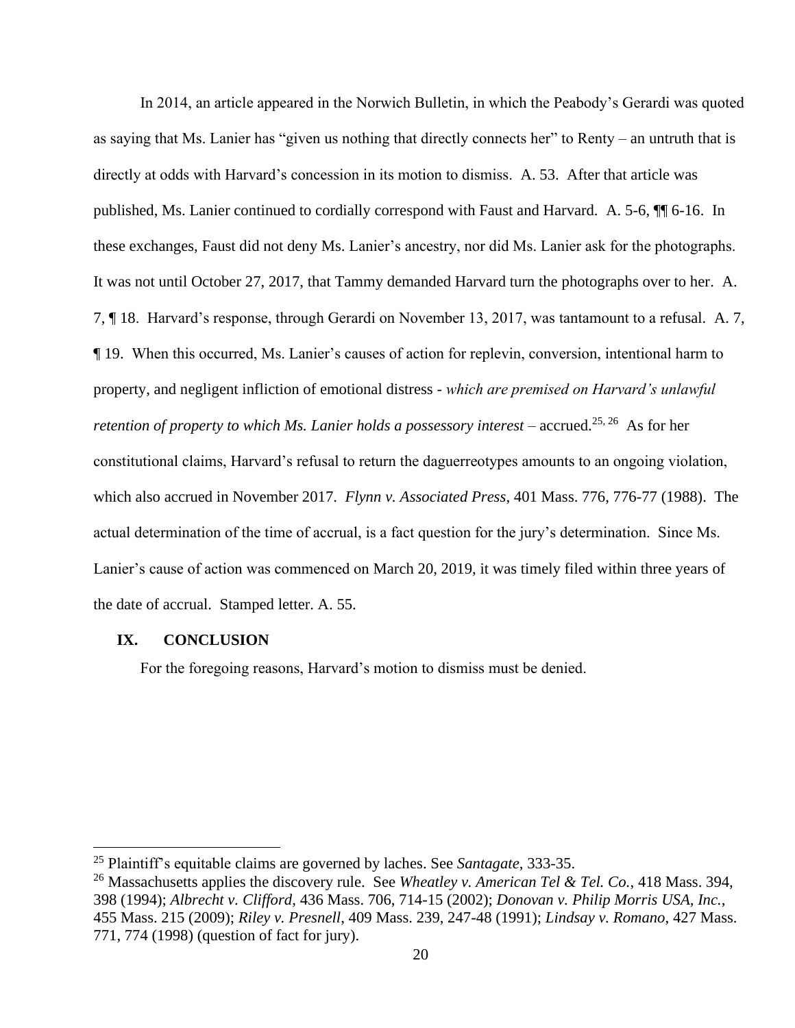In 2014, an article appeared in the Norwich Bulletin, in which the Peabody's Gerardi was quoted as saying that Ms. Lanier has "given us nothing that directly connects her" to Renty – an untruth that is directly at odds with Harvard's concession in its motion to dismiss. A. 53. After that article was published, Ms. Lanier continued to cordially correspond with Faust and Harvard. A. 5-6, ¶¶ 6-16. In these exchanges, Faust did not deny Ms. Lanier's ancestry, nor did Ms. Lanier ask for the photographs. It was not until October 27, 2017, that Tammy demanded Harvard turn the photographs over to her. A. 7, ¶ 18. Harvard's response, through Gerardi on November 13, 2017, was tantamount to a refusal. A. 7, ¶ 19. When this occurred, Ms. Lanier's causes of action for replevin, conversion, intentional harm to property, and negligent infliction of emotional distress - *which are premised on Harvard's unlawful retention of property to which Ms. Lanier holds a possessory interest* – accrued.[25, 26] As for her constitutional claims, Harvard's refusal to return the daguerreotypes amounts to an ongoing violation, which also accrued in November 2017. *Flynn v. Associated Press*, 401 Mass. 776, 776-77 (1988). The actual determination of the time of accrual, is a fact question for the jury's determination. Since Ms. Lanier's cause of action was commenced on March 20, 2019, it was timely filed within three years of the date of accrual. Stamped letter. A. 55.

## IX. CONCLUSION

For the foregoing reasons, Harvard's motion to dismiss must be denied.

---

[25] Plaintiff's equitable claims are governed by laches. See *Santagate*, 333-35.

[26] Massachusetts applies the discovery rule. See *Wheatley v. American Tel & Tel. Co.*, 418 Mass. 394, 398 (1994); *Albrecht v. Clifford*, 436 Mass. 706, 714-15 (2002); *Donovan v. Philip Morris USA, Inc.*, 455 Mass. 215 (2009); *Riley v. Presnell*, 409 Mass. 239, 247-48 (1991); *Lindsay v. Romano*, 427 Mass. 771, 774 (1998) (question of fact for jury).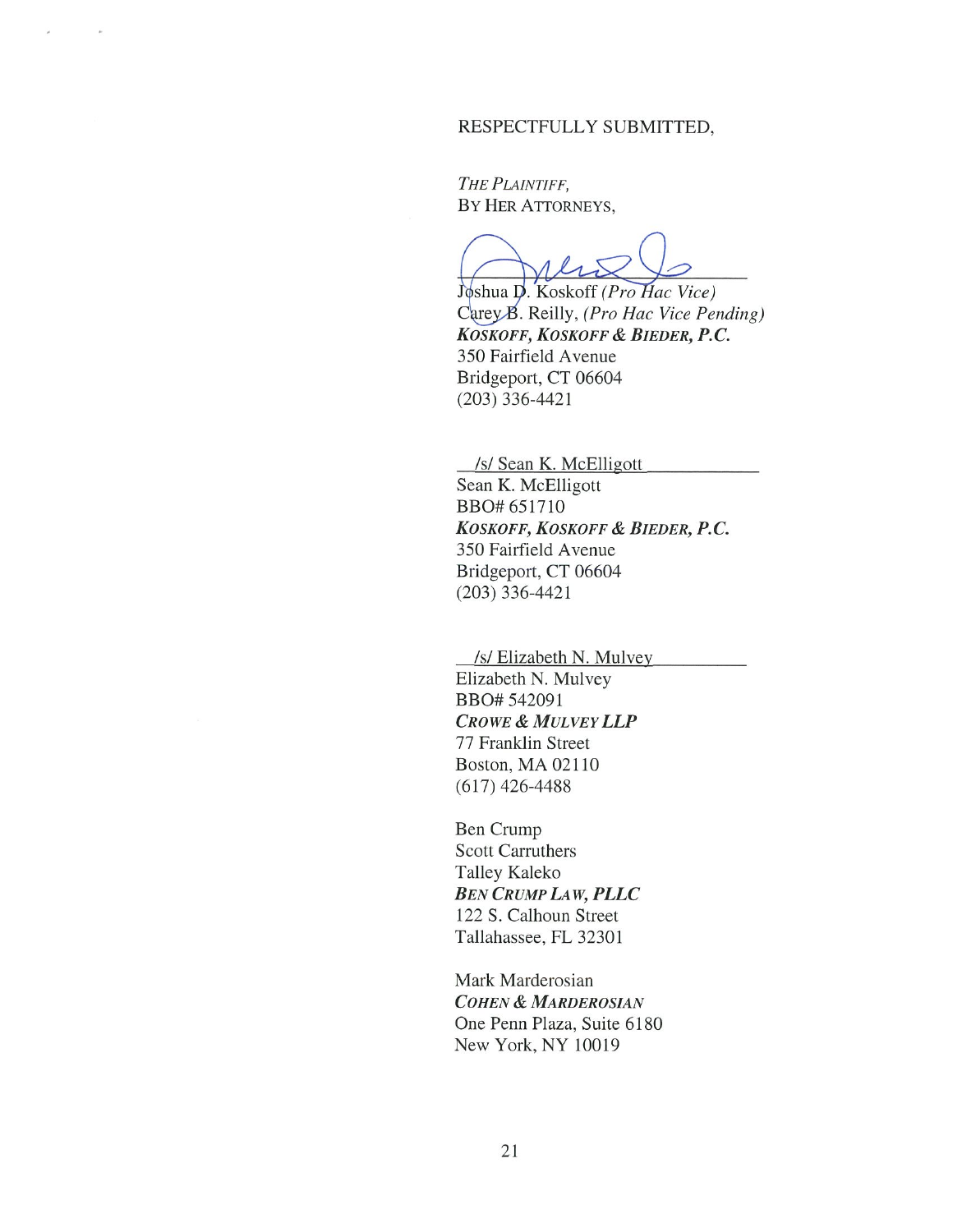RESPECTFULLY SUBMITTED,

*THE PLAINTIFF,*
BY HER ATTORNEYS,

Joshua D. Koskoff *(Pro Hac Vice)*
Carey B. Reilly, *(Pro Hac Vice Pending)*
***KOSKOFF, KOSKOFF & BIEDER, P.C.***
350 Fairfield Avenue
Bridgeport, CT 06604
(203) 336-4421

/s/ Sean K. McElligott
Sean K. McElligott
BBO# 651710
***KOSKOFF, KOSKOFF & BIEDER, P.C.***
350 Fairfield Avenue
Bridgeport, CT 06604
(203) 336-4421

/s/ Elizabeth N. Mulvey
Elizabeth N. Mulvey
BBO# 542091
***CROWE & MULVEY LLP***
77 Franklin Street
Boston, MA 02110
(617) 426-4488

Ben Crump
Scott Carruthers
Talley Kaleko
***BEN CRUMP LAW, PLLC***
122 S. Calhoun Street
Tallahassee, FL 32301

Mark Marderosian
***COHEN & MARDEROSIAN***
One Penn Plaza, Suite 6180
New York, NY 10019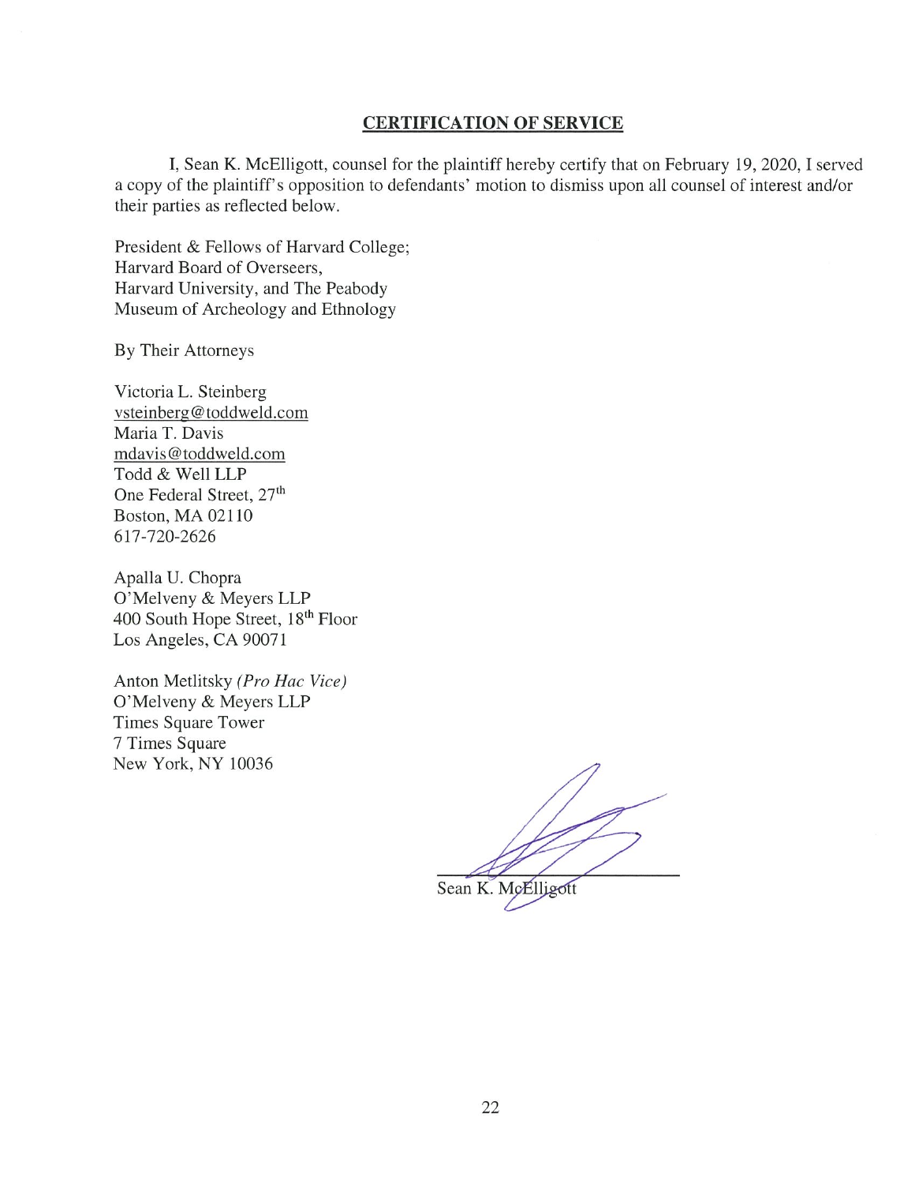## CERTIFICATION OF SERVICE

I, Sean K. McElligott, counsel for the plaintiff hereby certify that on February 19, 2020, I served a copy of the plaintiff's opposition to defendants' motion to dismiss upon all counsel of interest and/or their parties as reflected below.

President & Fellows of Harvard College;
Harvard Board of Overseers,
Harvard University, and The Peabody
Museum of Archeology and Ethnology

By Their Attorneys

Victoria L. Steinberg
vsteinberg@toddweld.com
Maria T. Davis
mdavis@toddweld.com
Todd & Well LLP
One Federal Street, 27th
Boston, MA 02110
617-720-2626

Apalla U. Chopra
O'Melveny & Meyers LLP
400 South Hope Street, 18th Floor
Los Angeles, CA 90071

Anton Metlitsky *(Pro Hac Vice)*
O'Melveny & Meyers LLP
Times Square Tower
7 Times Square
New York, NY 10036

Sean K. McElligott